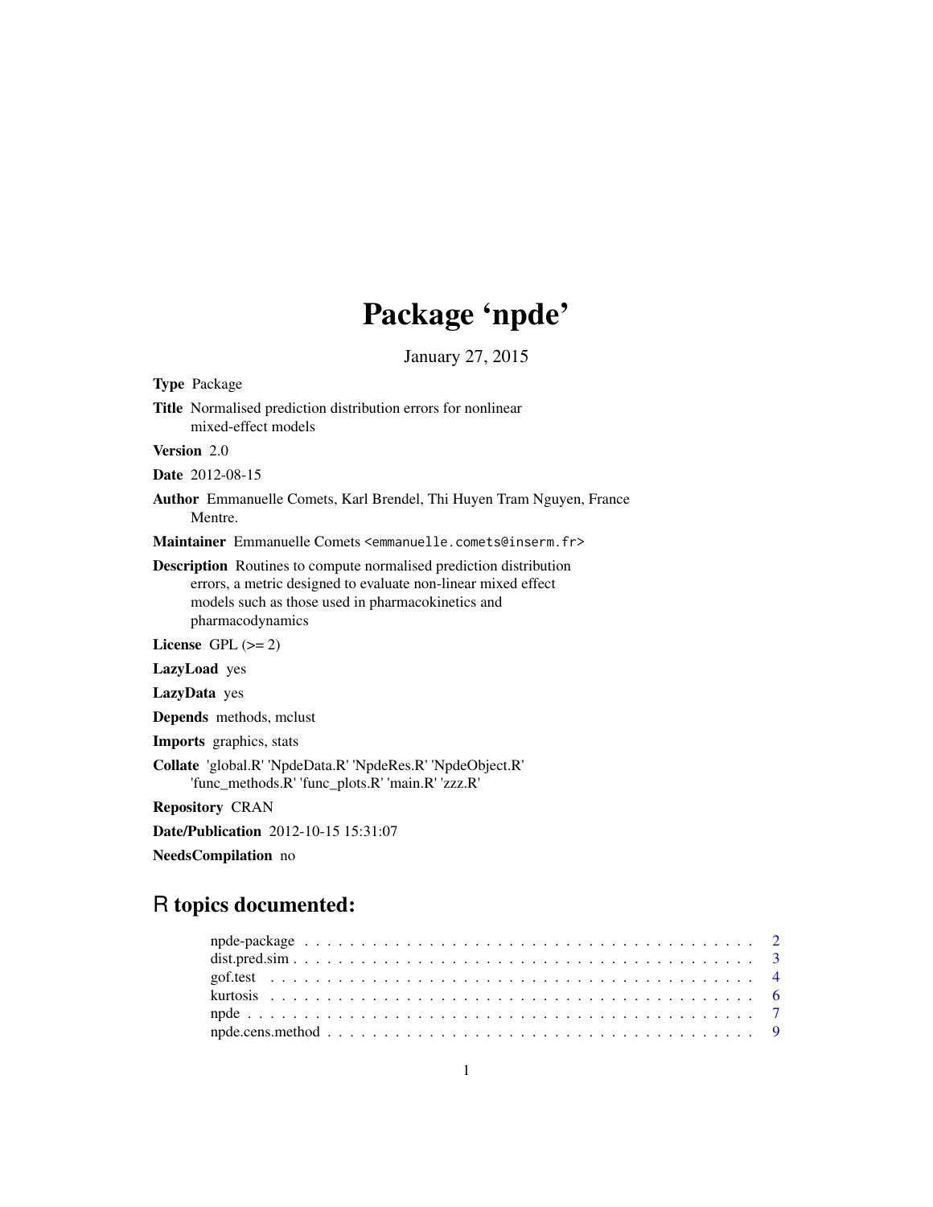# Package 'npde'

January 27, 2015

**Type** Package

**Title** Normalised prediction distribution errors for nonlinear mixed-effect models

**Version** 2.0

**Date** 2012-08-15

**Author** Emmanuelle Comets, Karl Brendel, Thi Huyen Tram Nguyen, France Mentre.

**Maintainer** Emmanuelle Comets <emmanuelle.comets@inserm.fr>

**Description** Routines to compute normalised prediction distribution errors, a metric designed to evaluate non-linear mixed effect models such as those used in pharmacokinetics and pharmacodynamics

**License** GPL (>= 2)

**LazyLoad** yes

**LazyData** yes

**Depends** methods, mclust

**Imports** graphics, stats

**Collate** 'global.R' 'NpdeData.R' 'NpdeRes.R' 'NpdeObject.R' 'func_methods.R' 'func_plots.R' 'main.R' 'zzz.R'

**Repository** CRAN

**Date/Publication** 2012-10-15 15:31:07

**NeedsCompilation** no

## R topics documented:

- npde-package . . . . . . . . . . . . . . . . . . . . . . . . . . . . . . . . . . . . . . . . 2
- dist.pred.sim . . . . . . . . . . . . . . . . . . . . . . . . . . . . . . . . . . . . . . . . 3
- gof.test . . . . . . . . . . . . . . . . . . . . . . . . . . . . . . . . . . . . . . . . . . 4
- kurtosis . . . . . . . . . . . . . . . . . . . . . . . . . . . . . . . . . . . . . . . . . . 6
- npde . . . . . . . . . . . . . . . . . . . . . . . . . . . . . . . . . . . . . . . . . . . . 7
- npde.cens.method . . . . . . . . . . . . . . . . . . . . . . . . . . . . . . . . . . . . . 9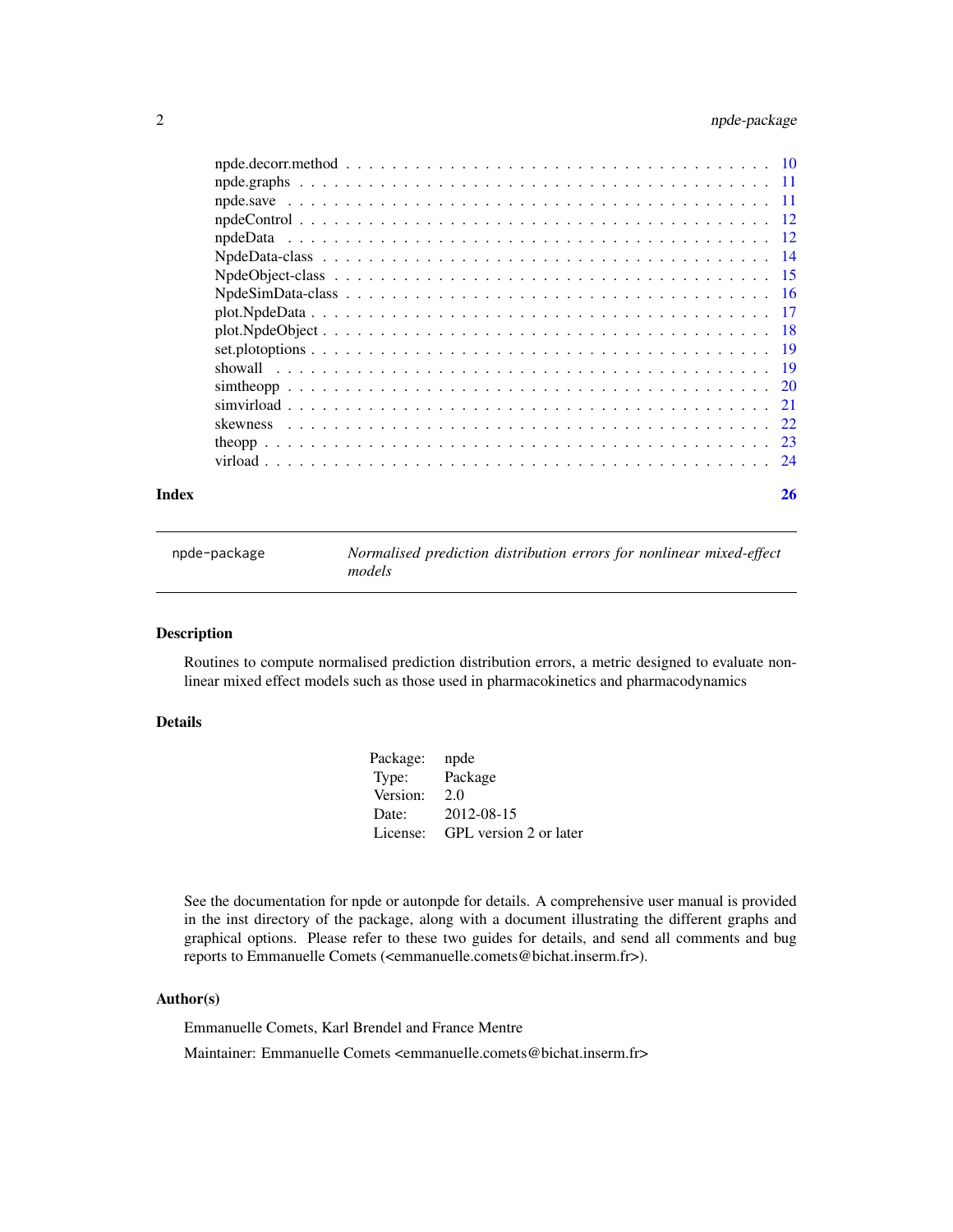| | |
|---|---|
| npde.decorr.method | 10 |
| npde.graphs | 11 |
| npde.save | 11 |
| npdeControl | 12 |
| npdeData | 12 |
| NpdeData-class | 14 |
| NpdeObject-class | 15 |
| NpdeSimData-class | 16 |
| plot.NpdeData | 17 |
| plot.NpdeObject | 18 |
| set.plotoptions | 19 |
| showall | 19 |
| simtheopp | 20 |
| simvirload | 21 |
| skewness | 22 |
| theopp | 23 |
| virload | 24 |

**Index** **26**

---

# npde-package — *Normalised prediction distribution errors for nonlinear mixed-effect models*

## Description

Routines to compute normalised prediction distribution errors, a metric designed to evaluate non-linear mixed effect models such as those used in pharmacokinetics and pharmacodynamics

## Details

| | |
|---|---|
| Package: | npde |
| Type: | Package |
| Version: | 2.0 |
| Date: | 2012-08-15 |
| License: | GPL version 2 or later |

See the documentation for npde or autonpde for details. A comprehensive user manual is provided in the inst directory of the package, along with a document illustrating the different graphs and graphical options. Please refer to these two guides for details, and send all comments and bug reports to Emmanuelle Comets (<emmanuelle.comets@bichat.inserm.fr>).

## Author(s)

Emmanuelle Comets, Karl Brendel and France Mentre

Maintainer: Emmanuelle Comets <emmanuelle.comets@bichat.inserm.fr>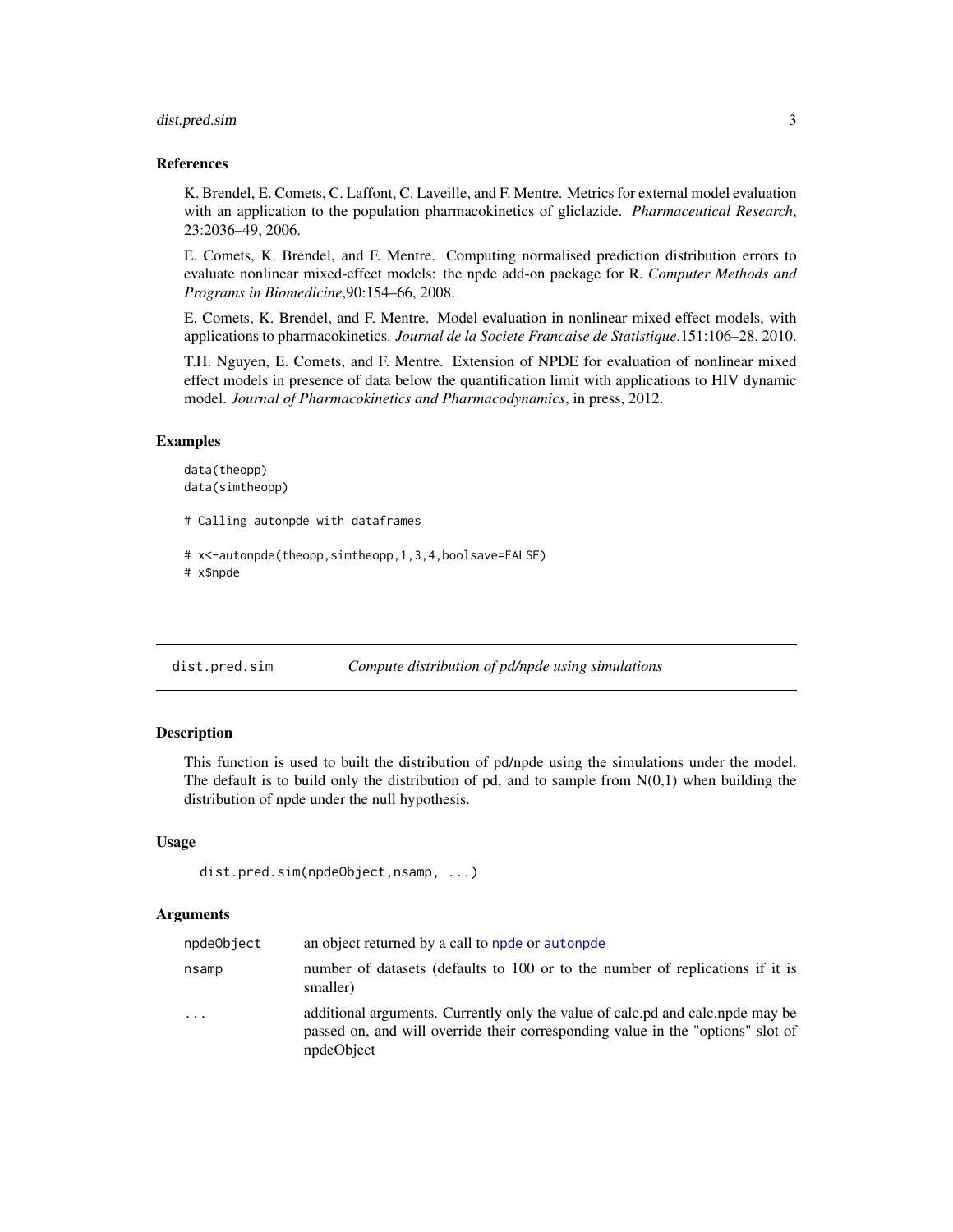## References

K. Brendel, E. Comets, C. Laffont, C. Laveille, and F. Mentre. Metrics for external model evaluation with an application to the population pharmacokinetics of gliclazide. *Pharmaceutical Research*, 23:2036–49, 2006.

E. Comets, K. Brendel, and F. Mentre. Computing normalised prediction distribution errors to evaluate nonlinear mixed-effect models: the npde add-on package for R. *Computer Methods and Programs in Biomedicine*,90:154–66, 2008.

E. Comets, K. Brendel, and F. Mentre. Model evaluation in nonlinear mixed effect models, with applications to pharmacokinetics. *Journal de la Societe Francaise de Statistique*,151:106–28, 2010.

T.H. Nguyen, E. Comets, and F. Mentre. Extension of NPDE for evaluation of nonlinear mixed effect models in presence of data below the quantification limit with applications to HIV dynamic model. *Journal of Pharmacokinetics and Pharmacodynamics*, in press, 2012.

## Examples

```
data(theopp)
data(simtheopp)

# Calling autonpde with dataframes

# x<-autonpde(theopp,simtheopp,1,3,4,boolsave=FALSE)
# x$npde
```

---

# dist.pred.sim — *Compute distribution of pd/npde using simulations*

## Description

This function is used to built the distribution of pd/npde using the simulations under the model. The default is to build only the distribution of pd, and to sample from N(0,1) when building the distribution of npde under the null hypothesis.

## Usage

```
dist.pred.sim(npdeObject,nsamp, ...)
```

## Arguments

| | |
|---|---|
| npdeObject | an object returned by a call to npde or autonpde |
| nsamp | number of datasets (defaults to 100 or to the number of replications if it is smaller) |
| ... | additional arguments. Currently only the value of calc.pd and calc.npde may be passed on, and will override their corresponding value in the "options" slot of npdeObject |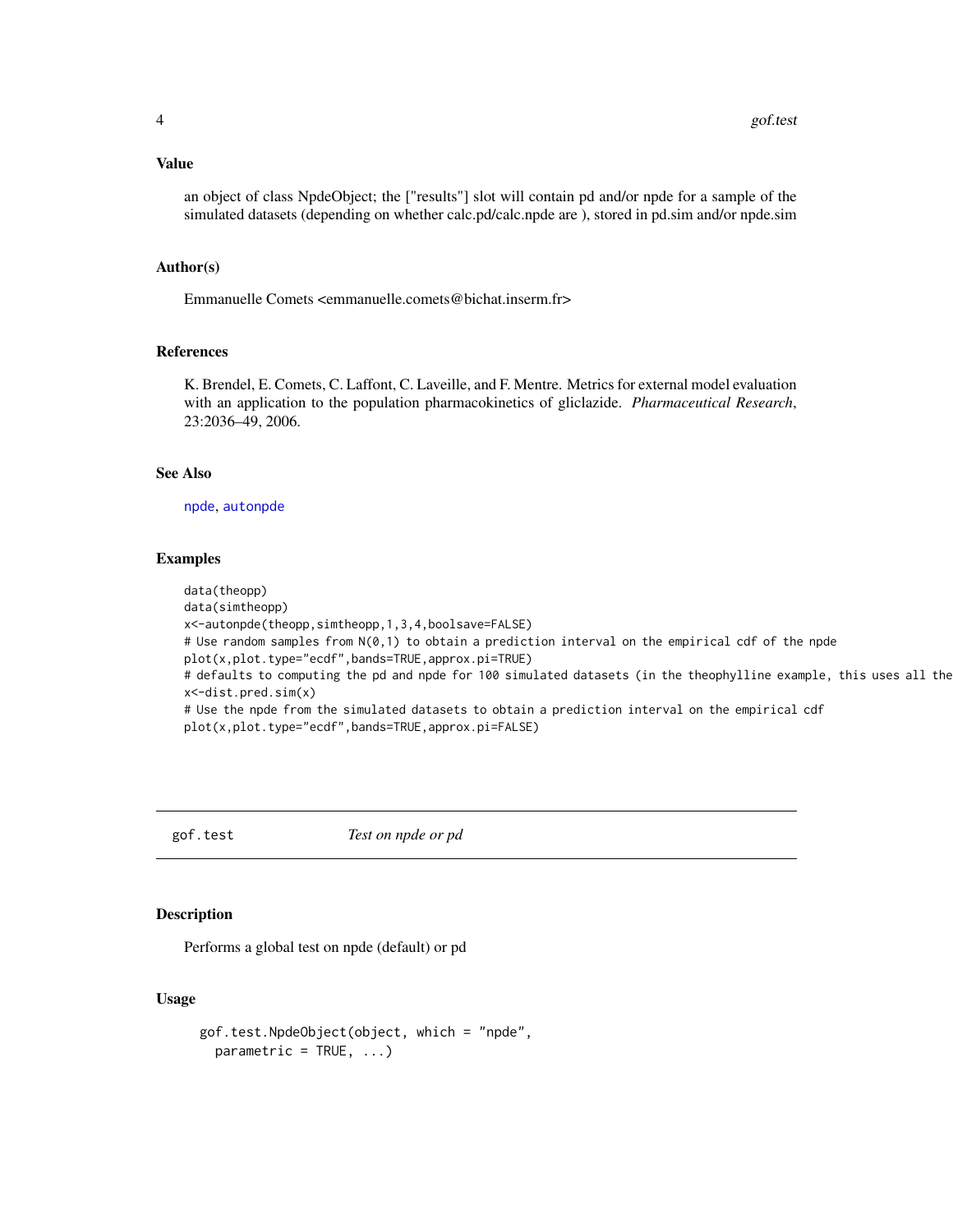## Value

an object of class NpdeObject; the ["results"] slot will contain pd and/or npde for a sample of the simulated datasets (depending on whether calc.pd/calc.npde are ), stored in pd.sim and/or npde.sim

## Author(s)

Emmanuelle Comets <emmanuelle.comets@bichat.inserm.fr>

## References

K. Brendel, E. Comets, C. Laffont, C. Laveille, and F. Mentre. Metrics for external model evaluation with an application to the population pharmacokinetics of gliclazide. *Pharmaceutical Research*, 23:2036–49, 2006.

## See Also

npde, autonpde

## Examples

```
data(theopp)
data(simtheopp)
x<-autonpde(theopp,simtheopp,1,3,4,boolsave=FALSE)
# Use random samples from N(0,1) to obtain a prediction interval on the empirical cdf of the npde
plot(x,plot.type="ecdf",bands=TRUE,approx.pi=TRUE)
# defaults to computing the pd and npde for 100 simulated datasets (in the theophylline example, this uses all the
x<-dist.pred.sim(x)
# Use the npde from the simulated datasets to obtain a prediction interval on the empirical cdf
plot(x,plot.type="ecdf",bands=TRUE,approx.pi=FALSE)
```

---

# gof.test *Test on npde or pd*

## Description

Performs a global test on npde (default) or pd

## Usage

```
gof.test.NpdeObject(object, which = "npde",
  parametric = TRUE, ...)
```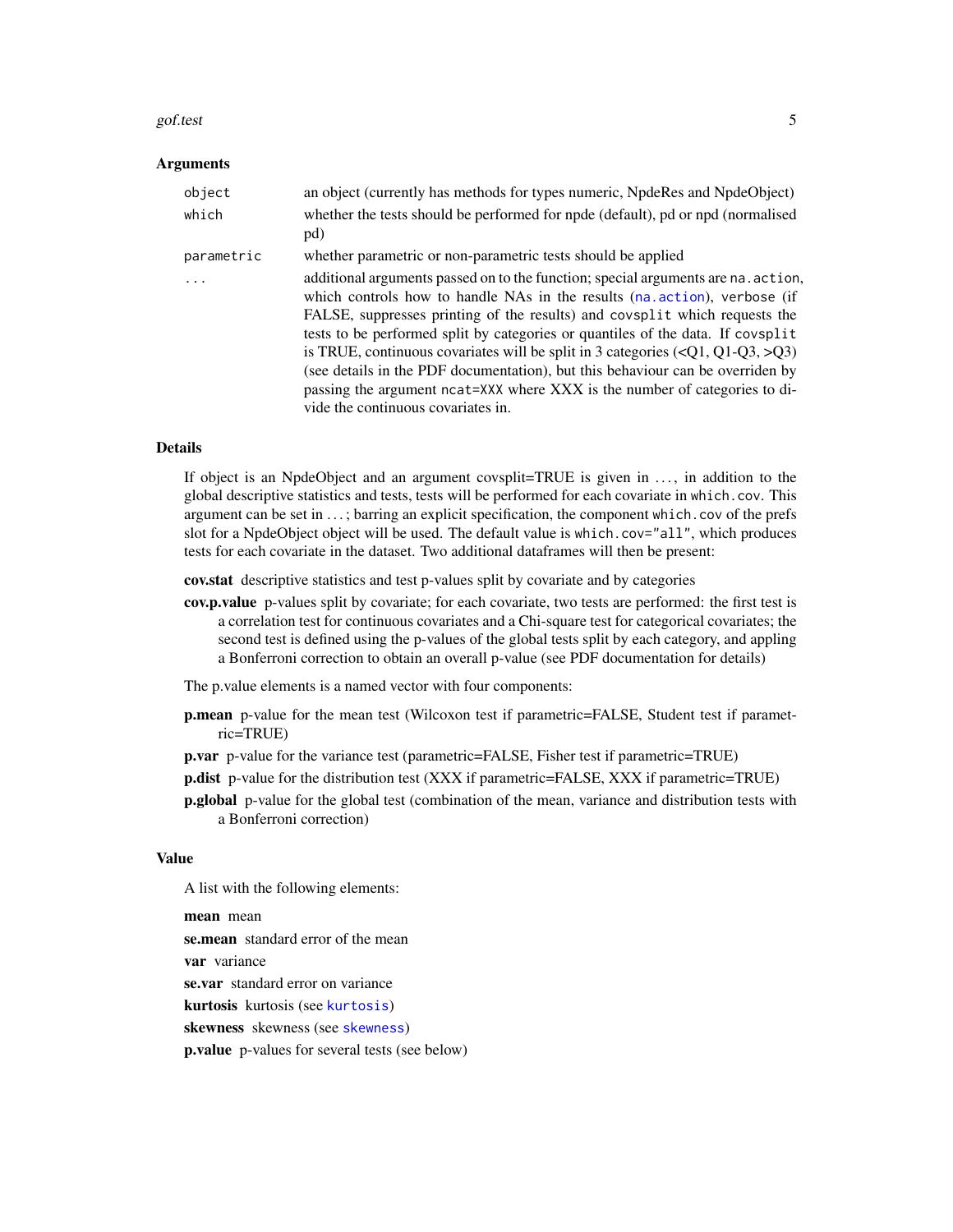### Arguments

| | |
|---|---|
| `object` | an object (currently has methods for types numeric, NpdeRes and NpdeObject) |
| `which` | whether the tests should be performed for npde (default), pd or npd (normalised pd) |
| `parametric` | whether parametric or non-parametric tests should be applied |
| `...` | additional arguments passed on to the function; special arguments are `na.action`, which controls how to handle NAs in the results (`na.action`), `verbose` (if FALSE, suppresses printing of the results) and `covsplit` which requests the tests to be performed split by categories or quantiles of the data. If `covsplit` is TRUE, continuous covariates will be split in 3 categories (<Q1, Q1-Q3, >Q3) (see details in the PDF documentation), but this behaviour can be overriden by passing the argument `ncat=XXX` where XXX is the number of categories to divide the continuous covariates in. |

### Details

If object is an NpdeObject and an argument covsplit=TRUE is given in ..., in addition to the global descriptive statistics and tests, tests will be performed for each covariate in `which.cov`. This argument can be set in ...; barring an explicit specification, the component `which.cov` of the prefs slot for a NpdeObject object will be used. The default value is `which.cov="all"`, which produces tests for each covariate in the dataset. Two additional dataframes will then be present:

**cov.stat** descriptive statistics and test p-values split by covariate and by categories

**cov.p.value** p-values split by covariate; for each covariate, two tests are performed: the first test is a correlation test for continuous covariates and a Chi-square test for categorical covariates; the second test is defined using the p-values of the global tests split by each category, and appling a Bonferroni correction to obtain an overall p-value (see PDF documentation for details)

The p.value elements is a named vector with four components:

**p.mean** p-value for the mean test (Wilcoxon test if parametric=FALSE, Student test if parametric=TRUE)

**p.var** p-value for the variance test (parametric=FALSE, Fisher test if parametric=TRUE)

**p.dist** p-value for the distribution test (XXX if parametric=FALSE, XXX if parametric=TRUE)

**p.global** p-value for the global test (combination of the mean, variance and distribution tests with a Bonferroni correction)

### Value

A list with the following elements:

**mean** mean

**se.mean** standard error of the mean

**var** variance

**se.var** standard error on variance

**kurtosis** kurtosis (see `kurtosis`)

**skewness** skewness (see `skewness`)

**p.value** p-values for several tests (see below)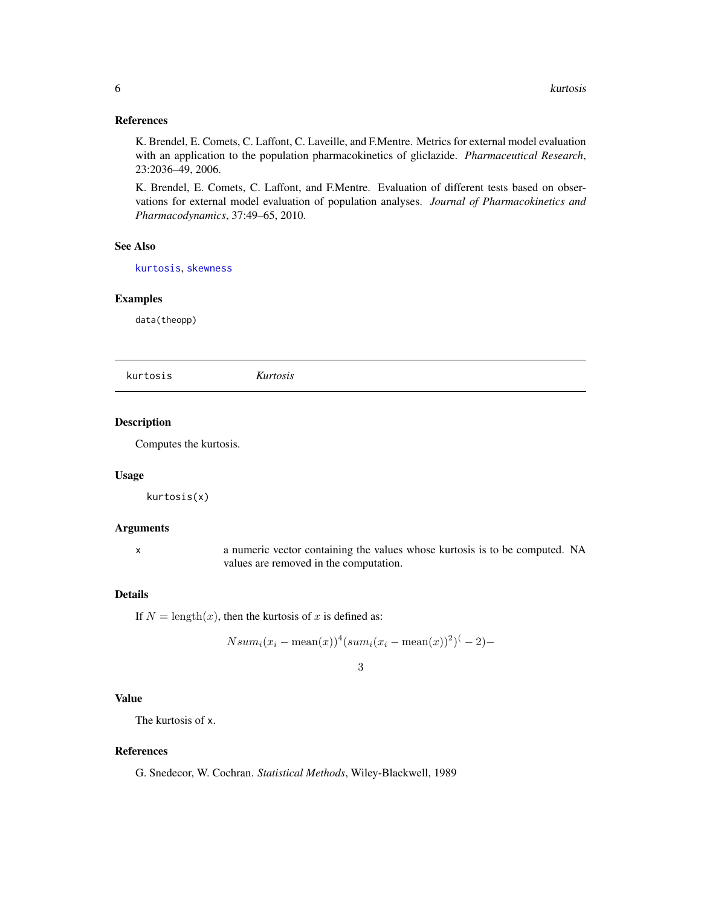## References

K. Brendel, E. Comets, C. Laffont, C. Laveille, and F.Mentre. Metrics for external model evaluation with an application to the population pharmacokinetics of gliclazide. *Pharmaceutical Research*, 23:2036–49, 2006.

K. Brendel, E. Comets, C. Laffont, and F.Mentre. Evaluation of different tests based on observations for external model evaluation of population analyses. *Journal of Pharmacokinetics and Pharmacodynamics*, 37:49–65, 2010.

## See Also

`kurtosis`, `skewness`

## Examples

```
data(theopp)
```

---

# kurtosis *Kurtosis*

---

## Description

Computes the kurtosis.

## Usage

```
kurtosis(x)
```

## Arguments

| | |
|---|---|
| x | a numeric vector containing the values whose kurtosis is to be computed. NA values are removed in the computation. |

## Details

If $N = \mathrm{length}(x)$, then the kurtosis of $x$ is defined as:

$$N sum_i (x_i - \mathrm{mean}(x))^4 (sum_i (x_i - \mathrm{mean}(x))^2)^(-2) -$$

$$3$$

## Value

The kurtosis of x.

## References

G. Snedecor, W. Cochran. *Statistical Methods*, Wiley-Blackwell, 1989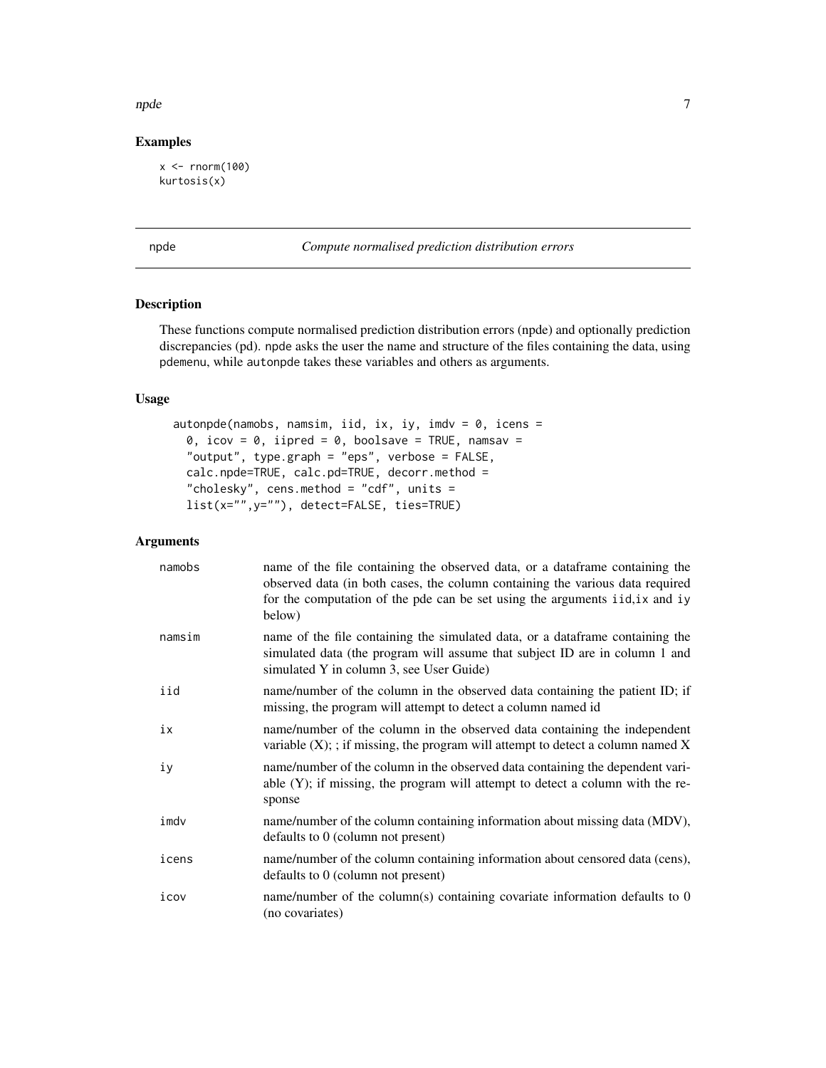## Examples

```
x <- rnorm(100)
kurtosis(x)
```

---

npde *Compute normalised prediction distribution errors*

---

## Description

These functions compute normalised prediction distribution errors (npde) and optionally prediction discrepancies (pd). npde asks the user the name and structure of the files containing the data, using pdemenu, while autonpde takes these variables and others as arguments.

## Usage

```
autonpde(namobs, namsim, iid, ix, iy, imdv = 0, icens =
  0, icov = 0, iipred = 0, boolsave = TRUE, namsav =
  "output", type.graph = "eps", verbose = FALSE,
  calc.npde=TRUE, calc.pd=TRUE, decorr.method =
  "cholesky", cens.method = "cdf", units =
  list(x="",y=""), detect=FALSE, ties=TRUE)
```

## Arguments

| | |
|---|---|
| namobs | name of the file containing the observed data, or a dataframe containing the observed data (in both cases, the column containing the various data required for the computation of the pde can be set using the arguments iid,ix and iy below) |
| namsim | name of the file containing the simulated data, or a dataframe containing the simulated data (the program will assume that subject ID are in column 1 and simulated Y in column 3, see User Guide) |
| iid | name/number of the column in the observed data containing the patient ID; if missing, the program will attempt to detect a column named id |
| ix | name/number of the column in the observed data containing the independent variable (X); ; if missing, the program will attempt to detect a column named X |
| iy | name/number of the column in the observed data containing the dependent variable (Y); if missing, the program will attempt to detect a column with the response |
| imdv | name/number of the column containing information about missing data (MDV), defaults to 0 (column not present) |
| icens | name/number of the column containing information about censored data (cens), defaults to 0 (column not present) |
| icov | name/number of the column(s) containing covariate information defaults to 0 (no covariates) |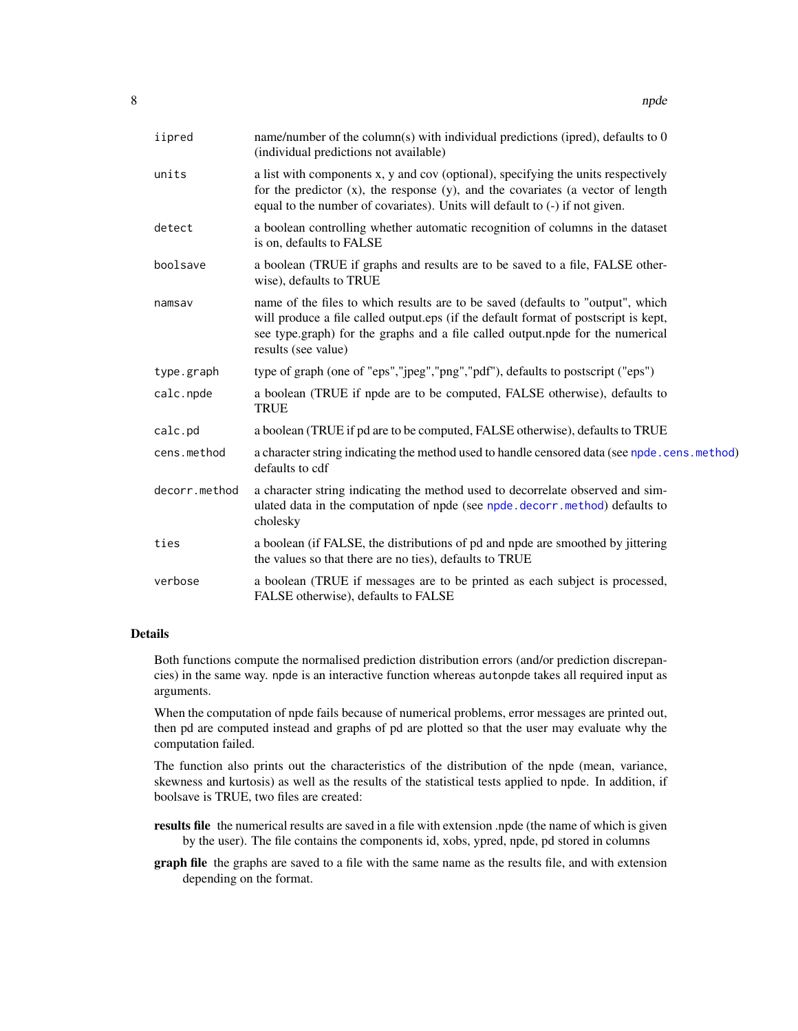| | |
|---|---|
| iipred | name/number of the column(s) with individual predictions (ipred), defaults to 0 (individual predictions not available) |
| units | a list with components x, y and cov (optional), specifying the units respectively for the predictor (x), the response (y), and the covariates (a vector of length equal to the number of covariates). Units will default to (-) if not given. |
| detect | a boolean controlling whether automatic recognition of columns in the dataset is on, defaults to FALSE |
| boolsave | a boolean (TRUE if graphs and results are to be saved to a file, FALSE otherwise), defaults to TRUE |
| namsav | name of the files to which results are to be saved (defaults to "output", which will produce a file called output.eps (if the default format of postscript is kept, see type.graph) for the graphs and a file called output.npde for the numerical results (see value) |
| type.graph | type of graph (one of "eps","jpeg","png","pdf"), defaults to postscript ("eps") |
| calc.npde | a boolean (TRUE if npde are to be computed, FALSE otherwise), defaults to TRUE |
| calc.pd | a boolean (TRUE if pd are to be computed, FALSE otherwise), defaults to TRUE |
| cens.method | a character string indicating the method used to handle censored data (see npde.cens.method) defaults to cdf |
| decorr.method | a character string indicating the method used to decorrelate observed and simulated data in the computation of npde (see npde.decorr.method) defaults to cholesky |
| ties | a boolean (if FALSE, the distributions of pd and npde are smoothed by jittering the values so that there are no ties), defaults to TRUE |
| verbose | a boolean (TRUE if messages are to be printed as each subject is processed, FALSE otherwise), defaults to FALSE |

## Details

Both functions compute the normalised prediction distribution errors (and/or prediction discrepancies) in the same way. npde is an interactive function whereas autonpde takes all required input as arguments.

When the computation of npde fails because of numerical problems, error messages are printed out, then pd are computed instead and graphs of pd are plotted so that the user may evaluate why the computation failed.

The function also prints out the characteristics of the distribution of the npde (mean, variance, skewness and kurtosis) as well as the results of the statistical tests applied to npde. In addition, if boolsave is TRUE, two files are created:

**results file** the numerical results are saved in a file with extension .npde (the name of which is given by the user). The file contains the components id, xobs, ypred, npde, pd stored in columns

**graph file** the graphs are saved to a file with the same name as the results file, and with extension depending on the format.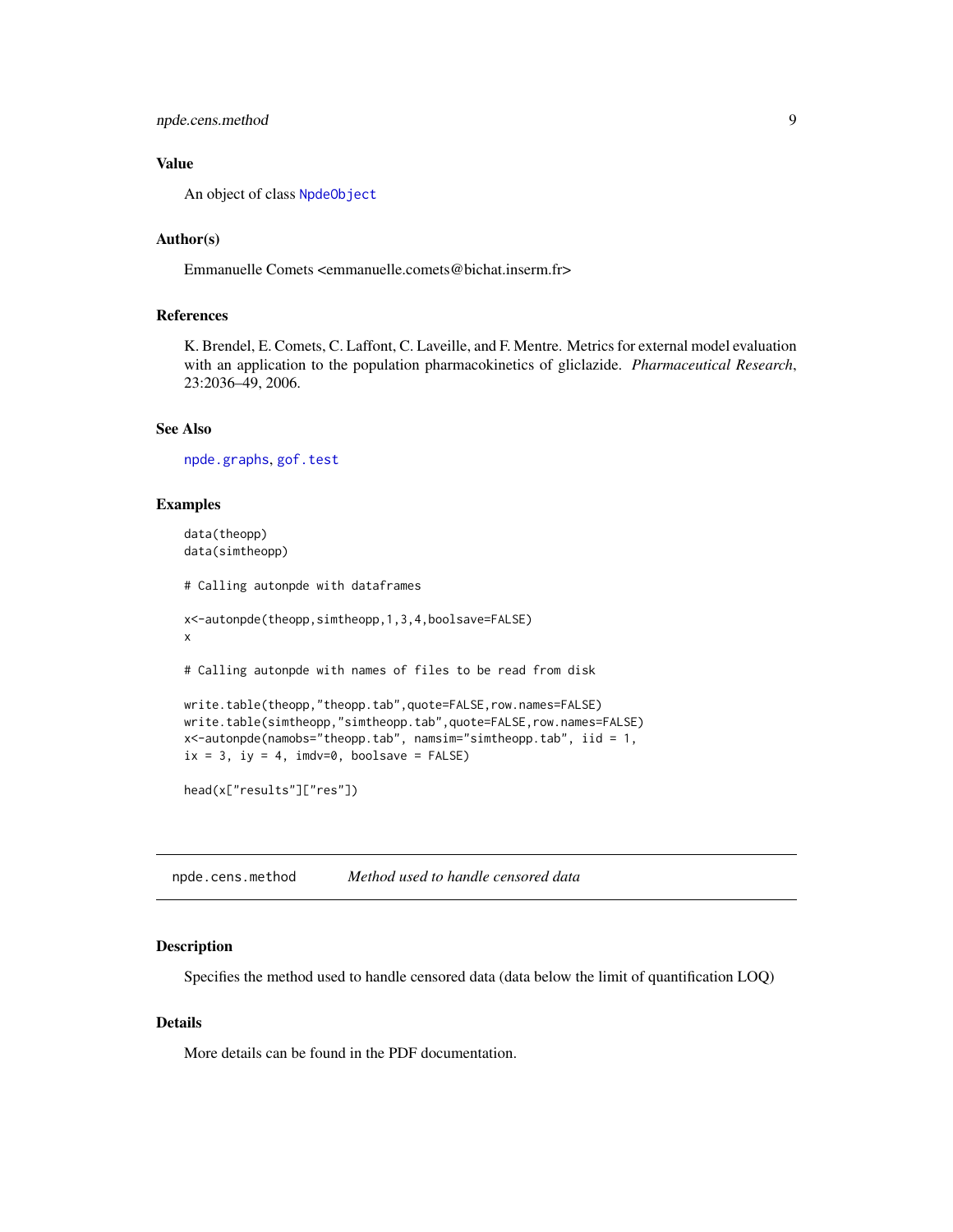### Value

An object of class `NpdeObject`

### Author(s)

Emmanuelle Comets <emmanuelle.comets@bichat.inserm.fr>

### References

K. Brendel, E. Comets, C. Laffont, C. Laveille, and F. Mentre. Metrics for external model evaluation with an application to the population pharmacokinetics of gliclazide. *Pharmaceutical Research*, 23:2036–49, 2006.

### See Also

`npde.graphs`, `gof.test`

### Examples

```
data(theopp)
data(simtheopp)

# Calling autonpde with dataframes

x<-autonpde(theopp,simtheopp,1,3,4,boolsave=FALSE)
x

# Calling autonpde with names of files to be read from disk

write.table(theopp,"theopp.tab",quote=FALSE,row.names=FALSE)
write.table(simtheopp,"simtheopp.tab",quote=FALSE,row.names=FALSE)
x<-autonpde(namobs="theopp.tab", namsim="simtheopp.tab", iid = 1,
ix = 3, iy = 4, imdv=0, boolsave = FALSE)

head(x["results"]["res"])
```

---

## npde.cens.method — *Method used to handle censored data*

### Description

Specifies the method used to handle censored data (data below the limit of quantification LOQ)

### Details

More details can be found in the PDF documentation.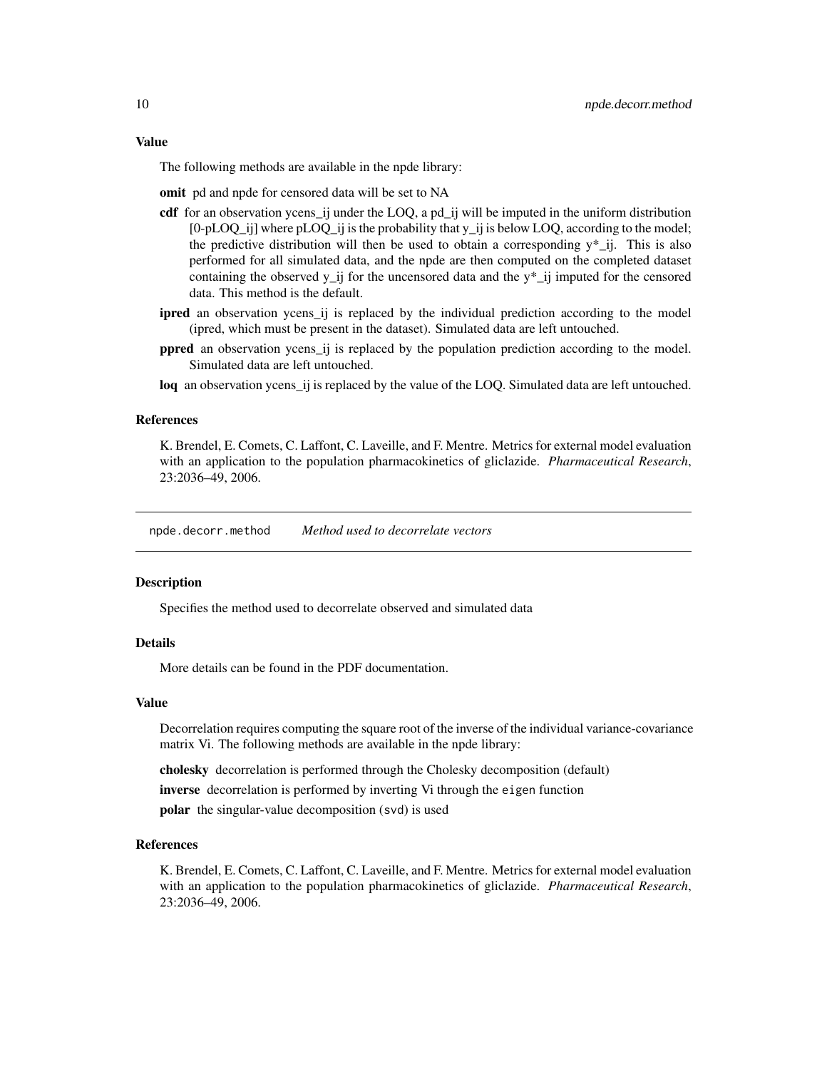### Value

The following methods are available in the npde library:

**omit** pd and npde for censored data will be set to NA

**cdf** for an observation ycens_ij under the LOQ, a pd_ij will be imputed in the uniform distribution [0-pLOQ_ij] where pLOQ_ij is the probability that y_ij is below LOQ, according to the model; the predictive distribution will then be used to obtain a corresponding y*_ij. This is also performed for all simulated data, and the npde are then computed on the completed dataset containing the observed y_ij for the uncensored data and the y*_ij imputed for the censored data. This method is the default.

**ipred** an observation ycens_ij is replaced by the individual prediction according to the model (ipred, which must be present in the dataset). Simulated data are left untouched.

**ppred** an observation ycens_ij is replaced by the population prediction according to the model. Simulated data are left untouched.

**loq** an observation ycens_ij is replaced by the value of the LOQ. Simulated data are left untouched.

### References

K. Brendel, E. Comets, C. Laffont, C. Laveille, and F. Mentre. Metrics for external model evaluation with an application to the population pharmacokinetics of gliclazide. *Pharmaceutical Research*, 23:2036–49, 2006.

---

## npde.decorr.method *Method used to decorrelate vectors*

### Description

Specifies the method used to decorrelate observed and simulated data

### Details

More details can be found in the PDF documentation.

### Value

Decorrelation requires computing the square root of the inverse of the individual variance-covariance matrix Vi. The following methods are available in the npde library:

**cholesky** decorrelation is performed through the Cholesky decomposition (default)

**inverse** decorrelation is performed by inverting Vi through the `eigen` function

**polar** the singular-value decomposition (`svd`) is used

### References

K. Brendel, E. Comets, C. Laffont, C. Laveille, and F. Mentre. Metrics for external model evaluation with an application to the population pharmacokinetics of gliclazide. *Pharmaceutical Research*, 23:2036–49, 2006.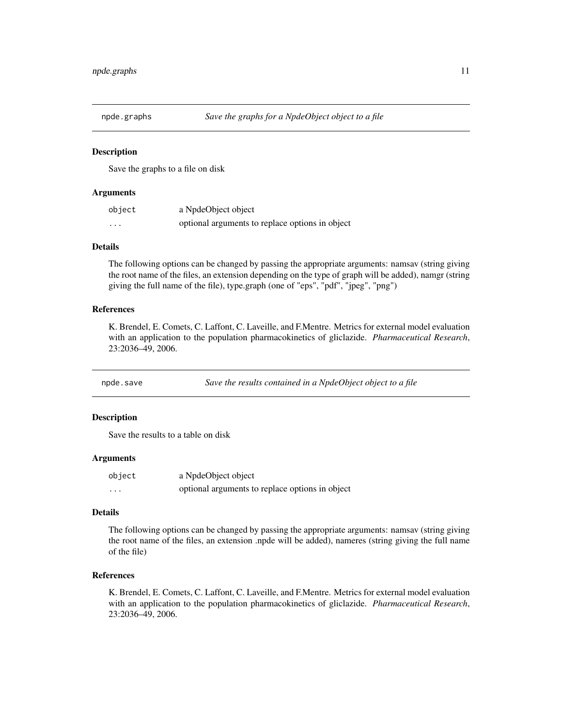## npde.graphs — *Save the graphs for a NpdeObject object to a file*

### Description

Save the graphs to a file on disk

### Arguments

| | |
|---|---|
| `object` | a NpdeObject object |
| `...` | optional arguments to replace options in object |

### Details

The following options can be changed by passing the appropriate arguments: namsav (string giving the root name of the files, an extension depending on the type of graph will be added), namgr (string giving the full name of the file), type.graph (one of "eps", "pdf", "jpeg", "png")

### References

K. Brendel, E. Comets, C. Laffont, C. Laveille, and F.Mentre. Metrics for external model evaluation with an application to the population pharmacokinetics of gliclazide. *Pharmaceutical Research*, 23:2036–49, 2006.

## npde.save — *Save the results contained in a NpdeObject object to a file*

### Description

Save the results to a table on disk

### Arguments

| | |
|---|---|
| `object` | a NpdeObject object |
| `...` | optional arguments to replace options in object |

### Details

The following options can be changed by passing the appropriate arguments: namsav (string giving the root name of the files, an extension .npde will be added), nameres (string giving the full name of the file)

### References

K. Brendel, E. Comets, C. Laffont, C. Laveille, and F.Mentre. Metrics for external model evaluation with an application to the population pharmacokinetics of gliclazide. *Pharmaceutical Research*, 23:2036–49, 2006.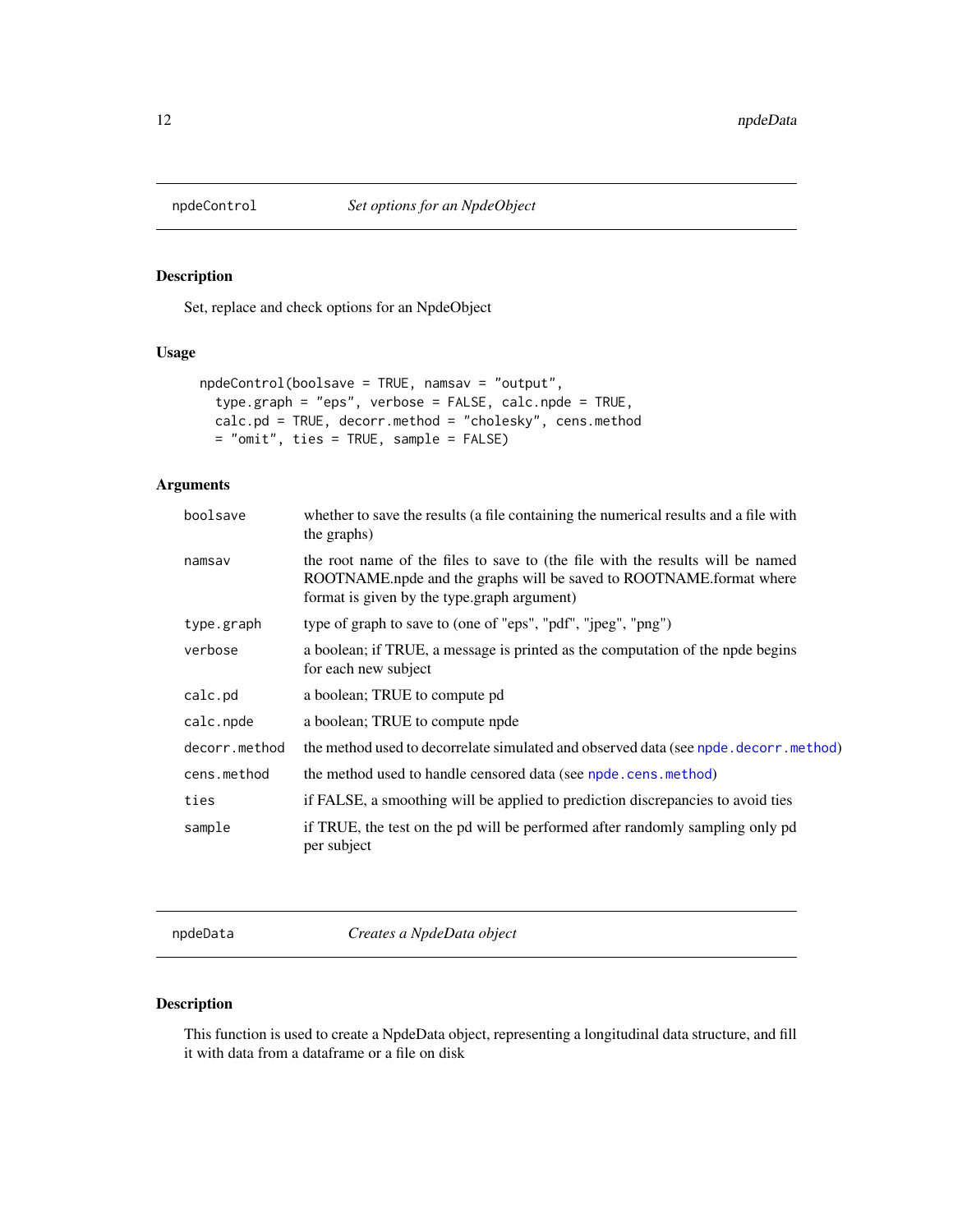## npdeControl — *Set options for an NpdeObject*

### Description

Set, replace and check options for an NpdeObject

### Usage

```
npdeControl(boolsave = TRUE, namsav = "output",
  type.graph = "eps", verbose = FALSE, calc.npde = TRUE,
  calc.pd = TRUE, decorr.method = "cholesky", cens.method
  = "omit", ties = TRUE, sample = FALSE)
```

### Arguments

| Argument | Description |
|---|---|
| `boolsave` | whether to save the results (a file containing the numerical results and a file with the graphs) |
| `namsav` | the root name of the files to save to (the file with the results will be named ROOTNAME.npde and the graphs will be saved to ROOTNAME.format where format is given by the type.graph argument) |
| `type.graph` | type of graph to save to (one of "eps", "pdf", "jpeg", "png") |
| `verbose` | a boolean; if TRUE, a message is printed as the computation of the npde begins for each new subject |
| `calc.pd` | a boolean; TRUE to compute pd |
| `calc.npde` | a boolean; TRUE to compute npde |
| `decorr.method` | the method used to decorrelate simulated and observed data (see `npde.decorr.method`) |
| `cens.method` | the method used to handle censored data (see `npde.cens.method`) |
| `ties` | if FALSE, a smoothing will be applied to prediction discrepancies to avoid ties |
| `sample` | if TRUE, the test on the pd will be performed after randomly sampling only pd per subject |

## npdeData — *Creates a NpdeData object*

### Description

This function is used to create a NpdeData object, representing a longitudinal data structure, and fill it with data from a dataframe or a file on disk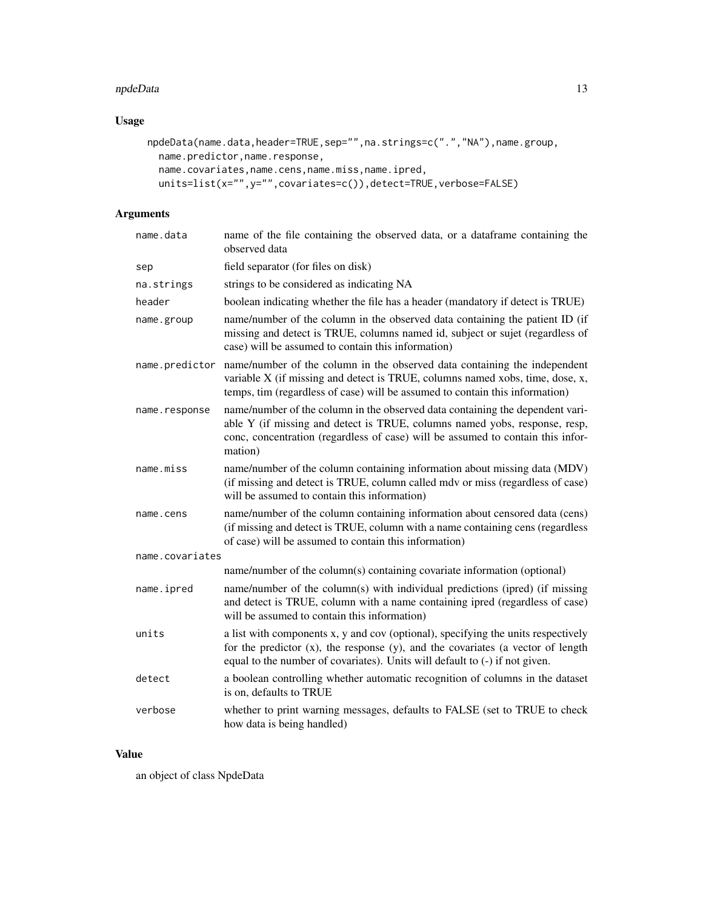## Usage

```
npdeData(name.data,header=TRUE,sep="",na.strings=c(".","NA"),name.group,
  name.predictor,name.response,
  name.covariates,name.cens,name.miss,name.ipred,
  units=list(x="",y="",covariates=c()),detect=TRUE,verbose=FALSE)
```

## Arguments

| Argument | Description |
|---|---|
| `name.data` | name of the file containing the observed data, or a dataframe containing the observed data |
| `sep` | field separator (for files on disk) |
| `na.strings` | strings to be considered as indicating NA |
| `header` | boolean indicating whether the file has a header (mandatory if detect is TRUE) |
| `name.group` | name/number of the column in the observed data containing the patient ID (if missing and detect is TRUE, columns named id, subject or sujet (regardless of case) will be assumed to contain this information) |
| `name.predictor` | name/number of the column in the observed data containing the independent variable X (if missing and detect is TRUE, columns named xobs, time, dose, x, temps, tim (regardless of case) will be assumed to contain this information) |
| `name.response` | name/number of the column in the observed data containing the dependent variable Y (if missing and detect is TRUE, columns named yobs, response, resp, conc, concentration (regardless of case) will be assumed to contain this information) |
| `name.miss` | name/number of the column containing information about missing data (MDV) (if missing and detect is TRUE, column called mdv or miss (regardless of case) will be assumed to contain this information) |
| `name.cens` | name/number of the column containing information about censored data (cens) (if missing and detect is TRUE, column with a name containing cens (regardless of case) will be assumed to contain this information) |
| `name.covariates` | name/number of the column(s) containing covariate information (optional) |
| `name.ipred` | name/number of the column(s) with individual predictions (ipred) (if missing and detect is TRUE, column with a name containing ipred (regardless of case) will be assumed to contain this information) |
| `units` | a list with components x, y and cov (optional), specifying the units respectively for the predictor (x), the response (y), and the covariates (a vector of length equal to the number of covariates). Units will default to (-) if not given. |
| `detect` | a boolean controlling whether automatic recognition of columns in the dataset is on, defaults to TRUE |
| `verbose` | whether to print warning messages, defaults to FALSE (set to TRUE to check how data is being handled) |

## Value

an object of class NpdeData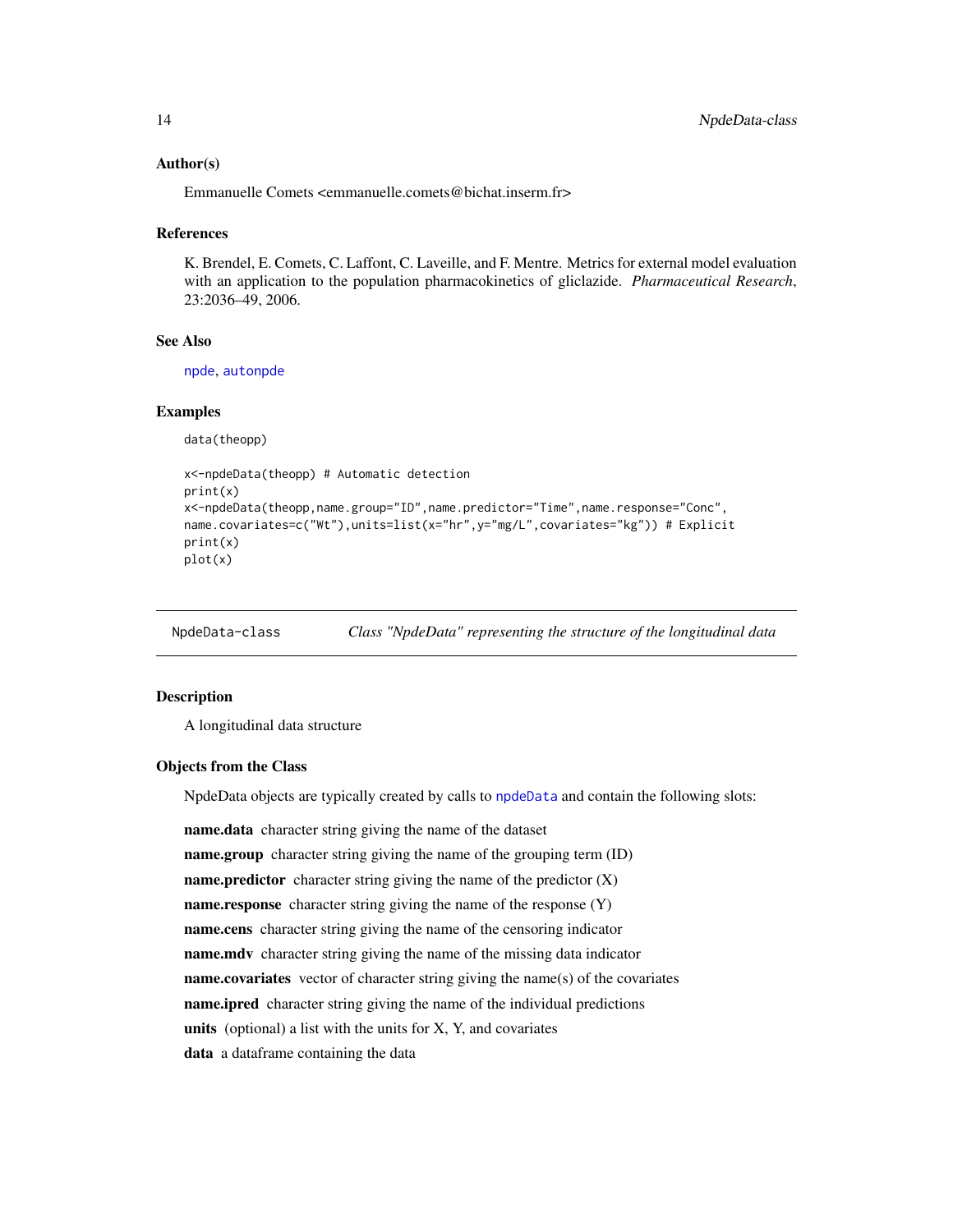### Author(s)

Emmanuelle Comets <emmanuelle.comets@bichat.inserm.fr>

### References

K. Brendel, E. Comets, C. Laffont, C. Laveille, and F. Mentre. Metrics for external model evaluation with an application to the population pharmacokinetics of gliclazide. *Pharmaceutical Research*, 23:2036–49, 2006.

### See Also

npde, autonpde

### Examples

```
data(theopp)

x<-npdeData(theopp) # Automatic detection
print(x)
x<-npdeData(theopp,name.group="ID",name.predictor="Time",name.response="Conc",
name.covariates=c("Wt"),units=list(x="hr",y="mg/L",covariates="kg")) # Explicit
print(x)
plot(x)
```

---

## NpdeData-class *Class "NpdeData" representing the structure of the longitudinal data*

### Description

A longitudinal data structure

### Objects from the Class

NpdeData objects are typically created by calls to npdeData and contain the following slots:

**name.data** character string giving the name of the dataset

**name.group** character string giving the name of the grouping term (ID)

**name.predictor** character string giving the name of the predictor (X)

**name.response** character string giving the name of the response (Y)

**name.cens** character string giving the name of the censoring indicator

**name.mdv** character string giving the name of the missing data indicator

**name.covariates** vector of character string giving the name(s) of the covariates

**name.ipred** character string giving the name of the individual predictions

**units** (optional) a list with the units for X, Y, and covariates

**data** a dataframe containing the data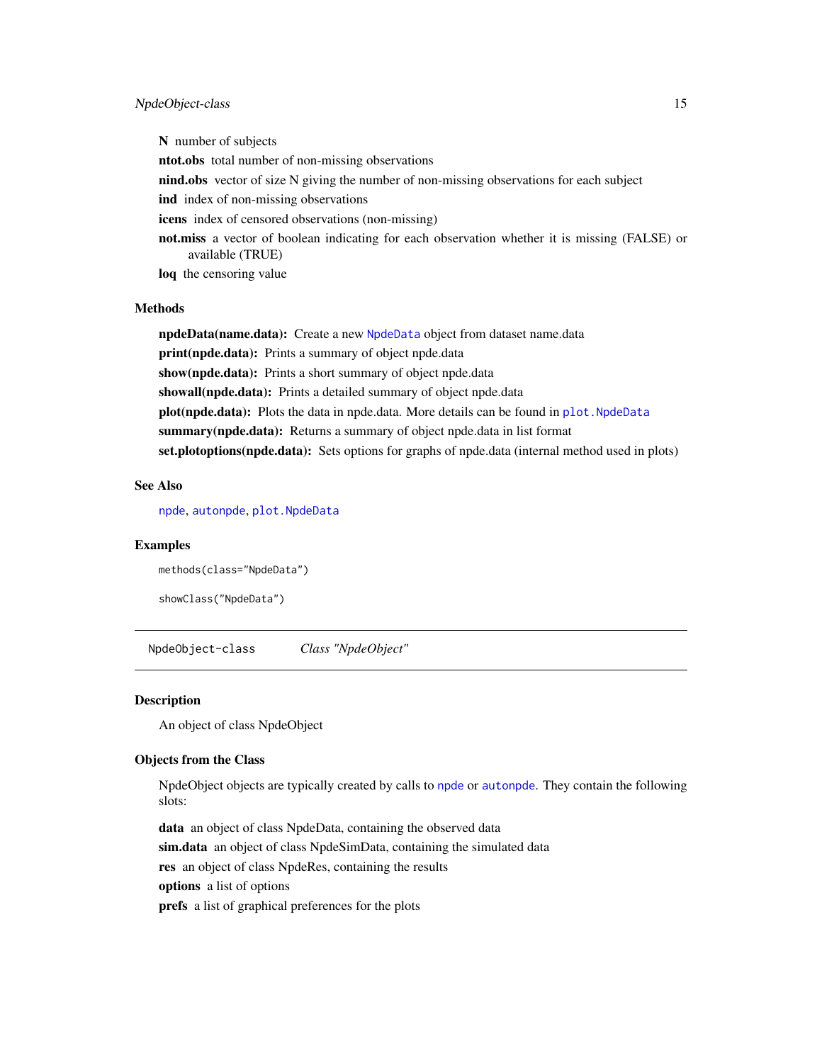**N** number of subjects

**ntot.obs** total number of non-missing observations

**nind.obs** vector of size N giving the number of non-missing observations for each subject

**ind** index of non-missing observations

**icens** index of censored observations (non-missing)

**not.miss** a vector of boolean indicating for each observation whether it is missing (FALSE) or available (TRUE)

**loq** the censoring value

### Methods

**npdeData(name.data):** Create a new NpdeData object from dataset name.data

**print(npde.data):** Prints a summary of object npde.data

**show(npde.data):** Prints a short summary of object npde.data

**showall(npde.data):** Prints a detailed summary of object npde.data

**plot(npde.data):** Plots the data in npde.data. More details can be found in plot.NpdeData

**summary(npde.data):** Returns a summary of object npde.data in list format

**set.plotoptions(npde.data):** Sets options for graphs of npde.data (internal method used in plots)

### See Also

npde, autonpde, plot.NpdeData

### Examples

```
methods(class="NpdeData")

showClass("NpdeData")
```

---

## NpdeObject-class — *Class "NpdeObject"*

### Description

An object of class NpdeObject

### Objects from the Class

NpdeObject objects are typically created by calls to npde or autonpde. They contain the following slots:

**data** an object of class NpdeData, containing the observed data

**sim.data** an object of class NpdeSimData, containing the simulated data

**res** an object of class NpdeRes, containing the results

**options** a list of options

**prefs** a list of graphical preferences for the plots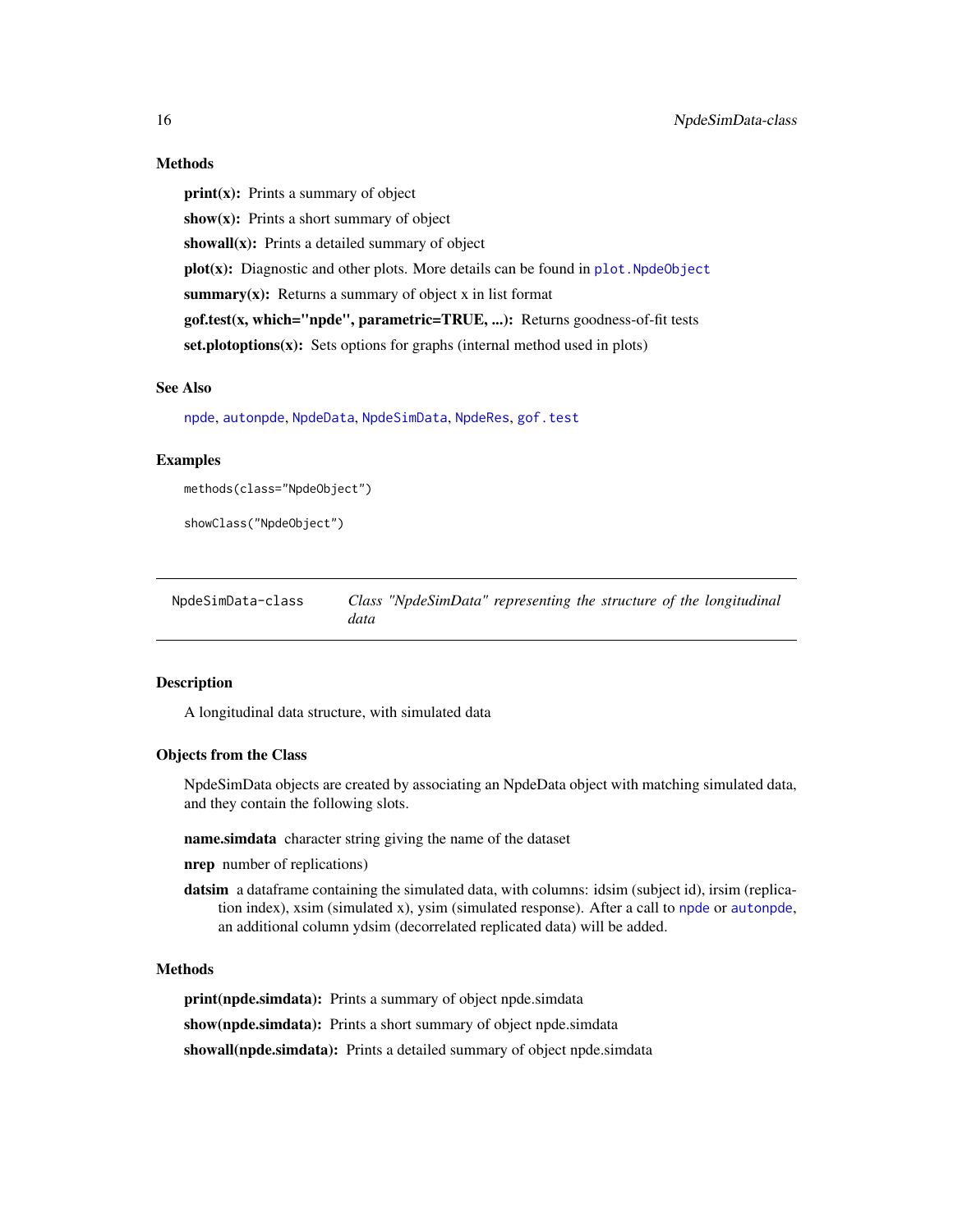### Methods

**print(x):** Prints a summary of object

**show(x):** Prints a short summary of object

**showall(x):** Prints a detailed summary of object

**plot(x):** Diagnostic and other plots. More details can be found in `plot.NpdeObject`

**summary(x):** Returns a summary of object x in list format

**gof.test(x, which="npde", parametric=TRUE, ...):** Returns goodness-of-fit tests

**set.plotoptions(x):** Sets options for graphs (internal method used in plots)

### See Also

`npde`, `autonpde`, `NpdeData`, `NpdeSimData`, `NpdeRes`, `gof.test`

### Examples

```
methods(class="NpdeObject")

showClass("NpdeObject")
```

---

## NpdeSimData-class — *Class "NpdeSimData" representing the structure of the longitudinal data*

---

### Description

A longitudinal data structure, with simulated data

### Objects from the Class

NpdeSimData objects are created by associating an NpdeData object with matching simulated data, and they contain the following slots.

**name.simdata** character string giving the name of the dataset

**nrep** number of replications)

**datsim** a dataframe containing the simulated data, with columns: idsim (subject id), irsim (replication index), xsim (simulated x), ysim (simulated response). After a call to `npde` or `autonpde`, an additional column ydsim (decorrelated replicated data) will be added.

### Methods

**print(npde.simdata):** Prints a summary of object npde.simdata

**show(npde.simdata):** Prints a short summary of object npde.simdata

**showall(npde.simdata):** Prints a detailed summary of object npde.simdata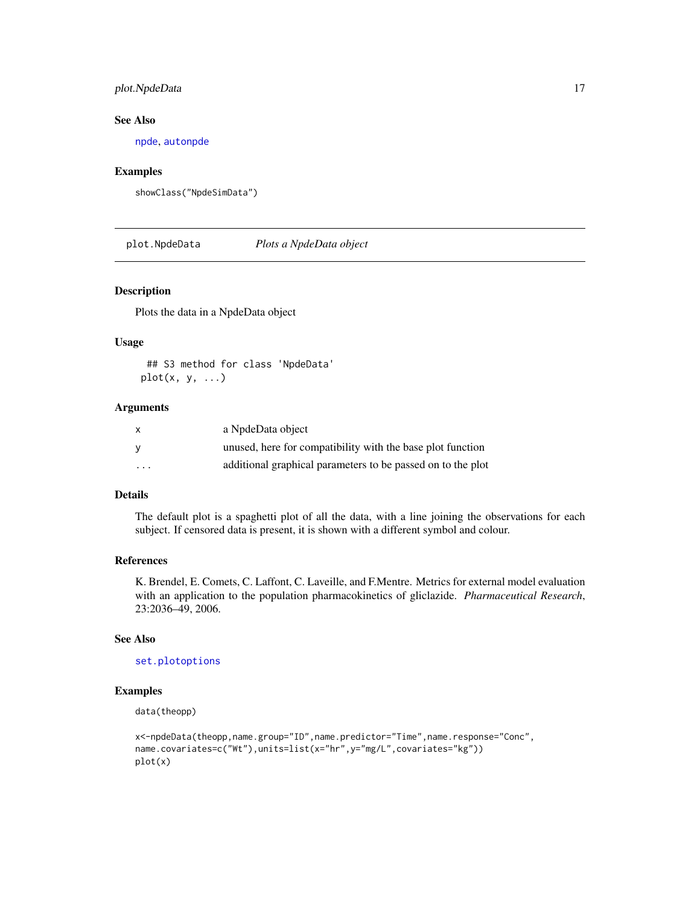## See Also

npde, autonpde

## Examples

```
showClass("NpdeSimData")
```

---

# plot.NpdeData *Plots a NpdeData object*

## Description

Plots the data in a NpdeData object

## Usage

```
 ## S3 method for class 'NpdeData'
plot(x, y, ...)
```

## Arguments

| | |
|---|---|
| x | a NpdeData object |
| y | unused, here for compatibility with the base plot function |
| ... | additional graphical parameters to be passed on to the plot |

## Details

The default plot is a spaghetti plot of all the data, with a line joining the observations for each subject. If censored data is present, it is shown with a different symbol and colour.

## References

K. Brendel, E. Comets, C. Laffont, C. Laveille, and F.Mentre. Metrics for external model evaluation with an application to the population pharmacokinetics of gliclazide. *Pharmaceutical Research*, 23:2036–49, 2006.

## See Also

set.plotoptions

## Examples

```
data(theopp)

x<-npdeData(theopp,name.group="ID",name.predictor="Time",name.response="Conc",
name.covariates=c("Wt"),units=list(x="hr",y="mg/L",covariates="kg"))
plot(x)
```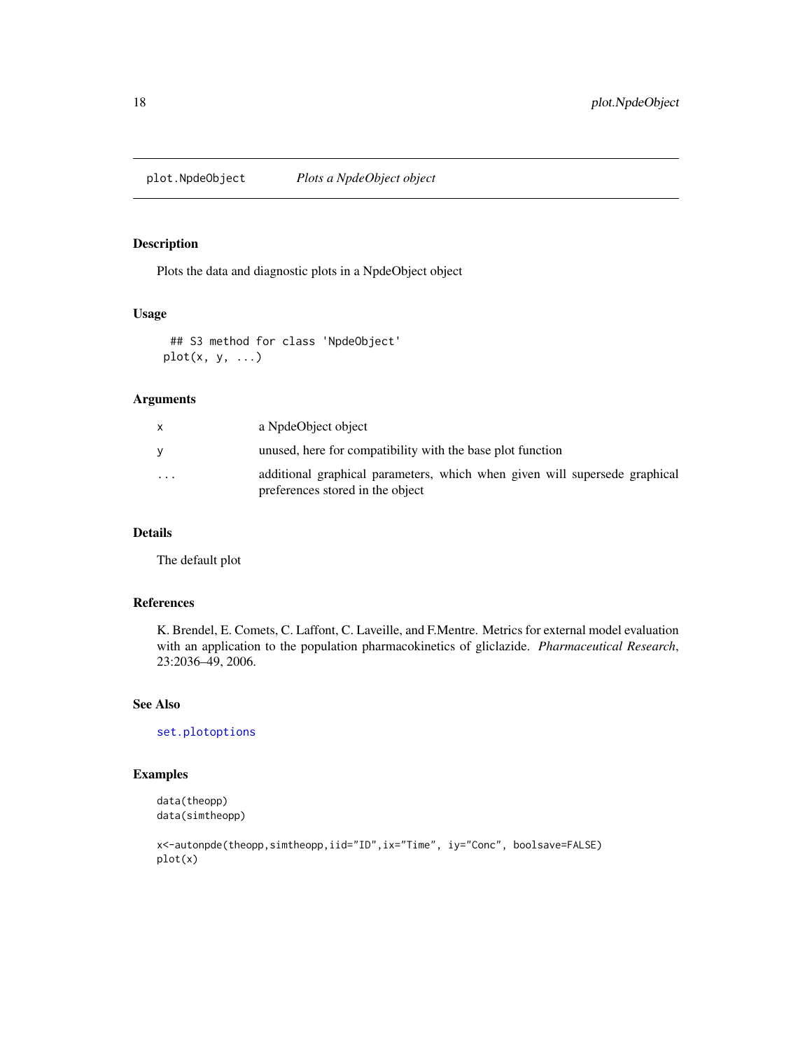## plot.NpdeObject *Plots a NpdeObject object*

### Description

Plots the data and diagnostic plots in a NpdeObject object

### Usage

```
## S3 method for class 'NpdeObject'
plot(x, y, ...)
```

### Arguments

| | |
|---|---|
| x | a NpdeObject object |
| y | unused, here for compatibility with the base plot function |
| ... | additional graphical parameters, which when given will supersede graphical preferences stored in the object |

### Details

The default plot

### References

K. Brendel, E. Comets, C. Laffont, C. Laveille, and F.Mentre. Metrics for external model evaluation with an application to the population pharmacokinetics of gliclazide. *Pharmaceutical Research*, 23:2036–49, 2006.

### See Also

set.plotoptions

### Examples

```
data(theopp)
data(simtheopp)

x<-autonpde(theopp,simtheopp,iid="ID",ix="Time", iy="Conc", boolsave=FALSE)
plot(x)
```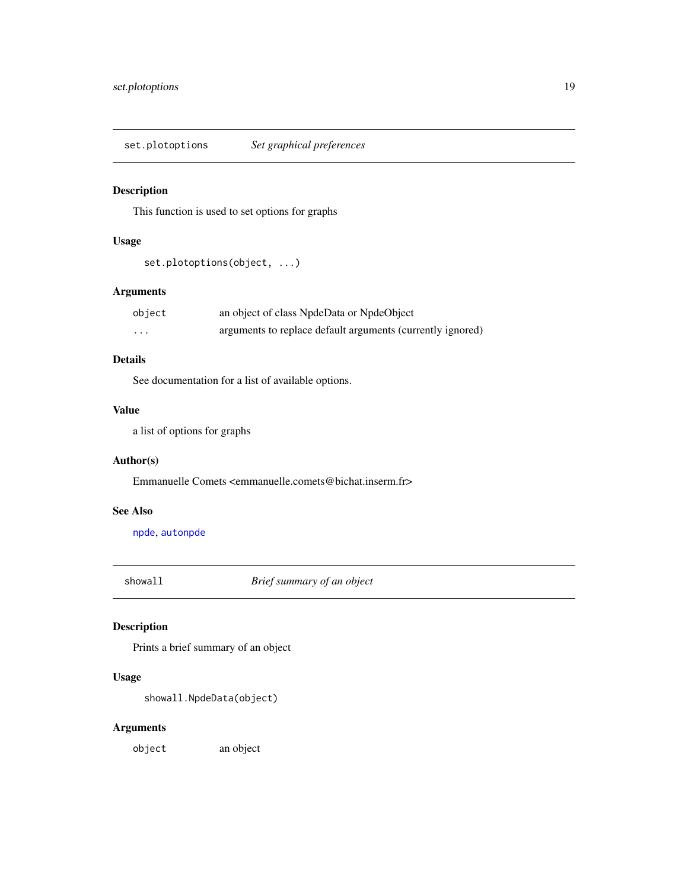## set.plotoptions *Set graphical preferences*

### Description

This function is used to set options for graphs

### Usage

```
set.plotoptions(object, ...)
```

### Arguments

| | |
|---|---|
| `object` | an object of class NpdeData or NpdeObject |
| `...` | arguments to replace default arguments (currently ignored) |

### Details

See documentation for a list of available options.

### Value

a list of options for graphs

### Author(s)

Emmanuelle Comets <emmanuelle.comets@bichat.inserm.fr>

### See Also

`npde`, `autonpde`

## showall *Brief summary of an object*

### Description

Prints a brief summary of an object

### Usage

```
showall.NpdeData(object)
```

### Arguments

| | |
|---|---|
| `object` | an object |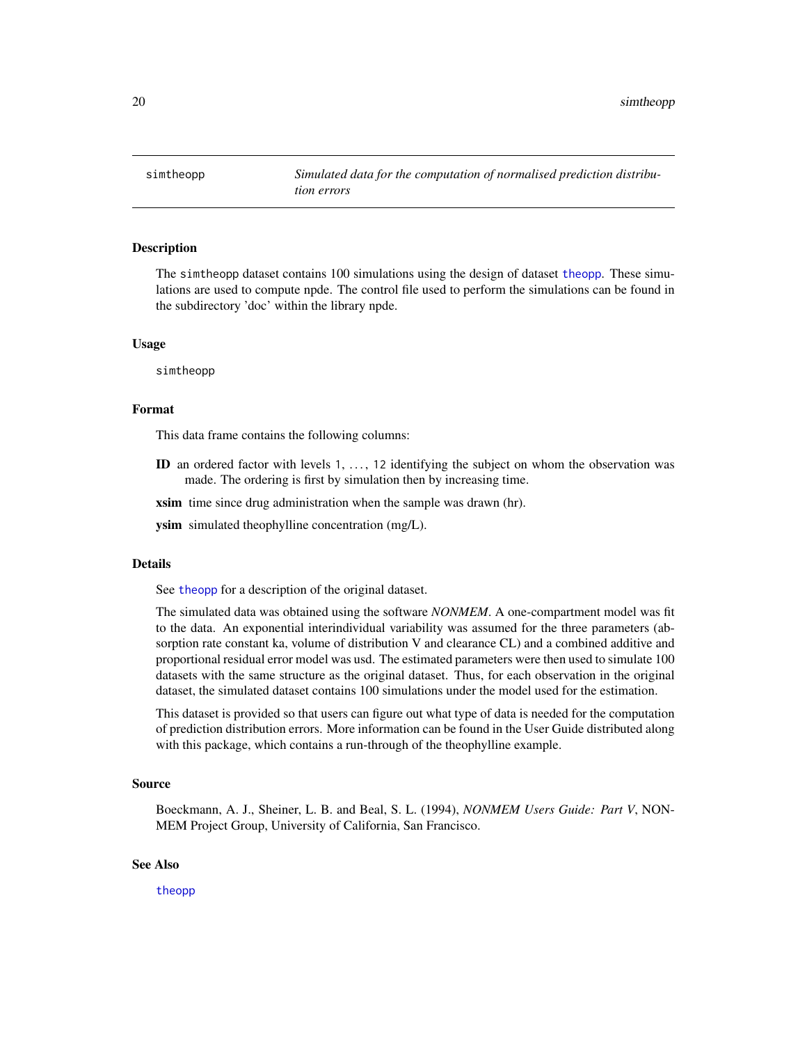simtheopp — *Simulated data for the computation of normalised prediction distribution errors*

## Description

The `simtheopp` dataset contains 100 simulations using the design of dataset `theopp`. These simulations are used to compute npde. The control file used to perform the simulations can be found in the subdirectory 'doc' within the library npde.

## Usage

```
simtheopp
```

## Format

This data frame contains the following columns:

**ID** an ordered factor with levels `1`, ..., `12` identifying the subject on whom the observation was made. The ordering is first by simulation then by increasing time.

**xsim** time since drug administration when the sample was drawn (hr).

**ysim** simulated theophylline concentration (mg/L).

## Details

See `theopp` for a description of the original dataset.

The simulated data was obtained using the software *NONMEM*. A one-compartment model was fit to the data. An exponential interindividual variability was assumed for the three parameters (absorption rate constant ka, volume of distribution V and clearance CL) and a combined additive and proportional residual error model was usd. The estimated parameters were then used to simulate 100 datasets with the same structure as the original dataset. Thus, for each observation in the original dataset, the simulated dataset contains 100 simulations under the model used for the estimation.

This dataset is provided so that users can figure out what type of data is needed for the computation of prediction distribution errors. More information can be found in the User Guide distributed along with this package, which contains a run-through of the theophylline example.

## Source

Boeckmann, A. J., Sheiner, L. B. and Beal, S. L. (1994), *NONMEM Users Guide: Part V*, NONMEM Project Group, University of California, San Francisco.

## See Also

`theopp`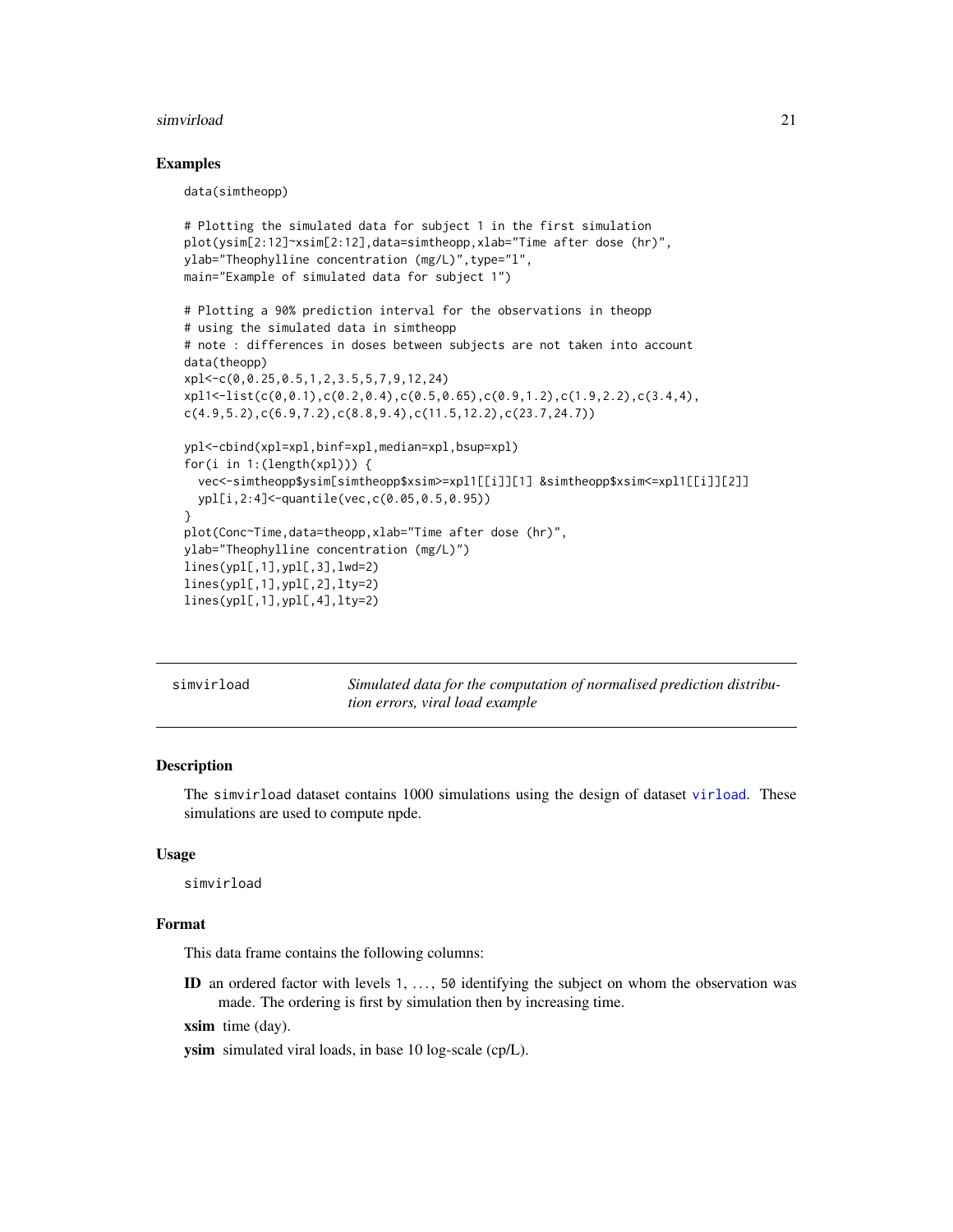## Examples

```
data(simtheopp)

# Plotting the simulated data for subject 1 in the first simulation
plot(ysim[2:12]~xsim[2:12],data=simtheopp,xlab="Time after dose (hr)",
ylab="Theophylline concentration (mg/L)",type="l",
main="Example of simulated data for subject 1")

# Plotting a 90% prediction interval for the observations in theopp
# using the simulated data in simtheopp
# note : differences in doses between subjects are not taken into account
data(theopp)
xpl<-c(0,0.25,0.5,1,2,3.5,5,7,9,12,24)
xpl1<-list(c(0,0.1),c(0.2,0.4),c(0.5,0.65),c(0.9,1.2),c(1.9,2.2),c(3.4,4),
c(4.9,5.2),c(6.9,7.2),c(8.8,9.4),c(11.5,12.2),c(23.7,24.7))

ypl<-cbind(xpl=xpl,binf=xpl,median=xpl,bsup=xpl)
for(i in 1:(length(xpl))) {
  vec<-simtheopp$ysim[simtheopp$xsim>=xpl1[[i]][1] &simtheopp$xsim<=xpl1[[i]][2]]
  ypl[i,2:4]<-quantile(vec,c(0.05,0.5,0.95))
}
plot(Conc~Time,data=theopp,xlab="Time after dose (hr)",
ylab="Theophylline concentration (mg/L)")
lines(ypl[,1],ypl[,3],lwd=2)
lines(ypl[,1],ypl[,2],lty=2)
lines(ypl[,1],ypl[,4],lty=2)
```

---

## simvirload — *Simulated data for the computation of normalised prediction distribution errors, viral load example*

---

### Description

The simvirload dataset contains 1000 simulations using the design of dataset virload. These simulations are used to compute npde.

### Usage

```
simvirload
```

### Format

This data frame contains the following columns:

**ID** an ordered factor with levels 1, ..., 50 identifying the subject on whom the observation was made. The ordering is first by simulation then by increasing time.

**xsim** time (day).

**ysim** simulated viral loads, in base 10 log-scale (cp/L).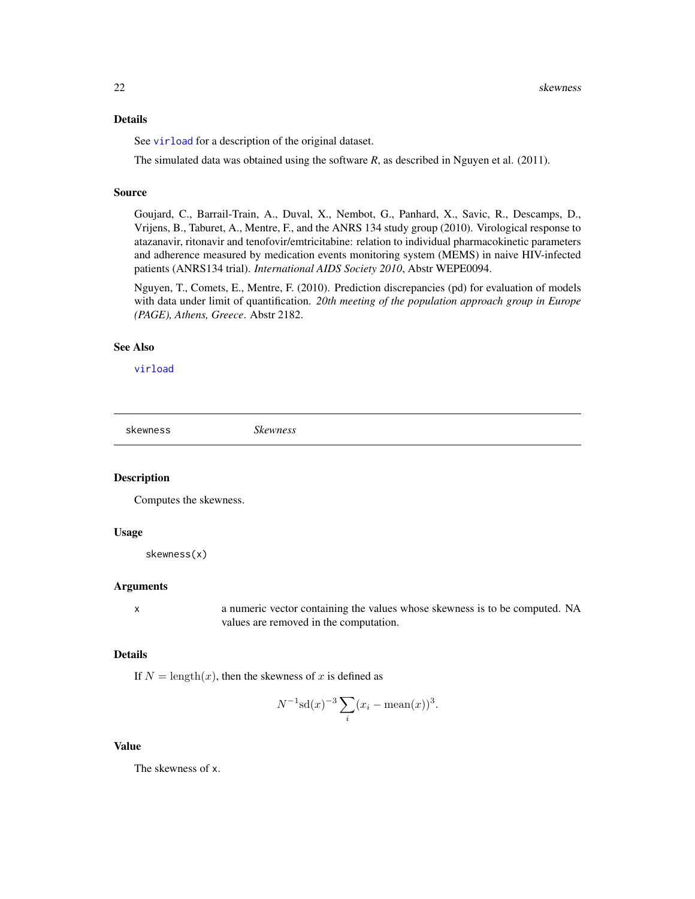### Details

See `virload` for a description of the original dataset.

The simulated data was obtained using the software *R*, as described in Nguyen et al. (2011).

### Source

Goujard, C., Barrail-Train, A., Duval, X., Nembot, G., Panhard, X., Savic, R., Descamps, D., Vrijens, B., Taburet, A., Mentre, F., and the ANRS 134 study group (2010). Virological response to atazanavir, ritonavir and tenofovir/emtricitabine: relation to individual pharmacokinetic parameters and adherence measured by medication events monitoring system (MEMS) in naive HIV-infected patients (ANRS134 trial). *International AIDS Society 2010*, Abstr WEPE0094.

Nguyen, T., Comets, E., Mentre, F. (2010). Prediction discrepancies (pd) for evaluation of models with data under limit of quantification. *20th meeting of the population approach group in Europe (PAGE), Athens, Greece*. Abstr 2182.

### See Also

`virload`

---

## skewness *Skewness*

### Description

Computes the skewness.

### Usage

```
skewness(x)
```

### Arguments

| | |
|---|---|
| x | a numeric vector containing the values whose skewness is to be computed. NA values are removed in the computation. |

### Details

If $N = \text{length}(x)$, then the skewness of $x$ is defined as

$$N^{-1}\text{sd}(x)^{-3}\sum_i (x_i - \text{mean}(x))^3.$$

### Value

The skewness of `x`.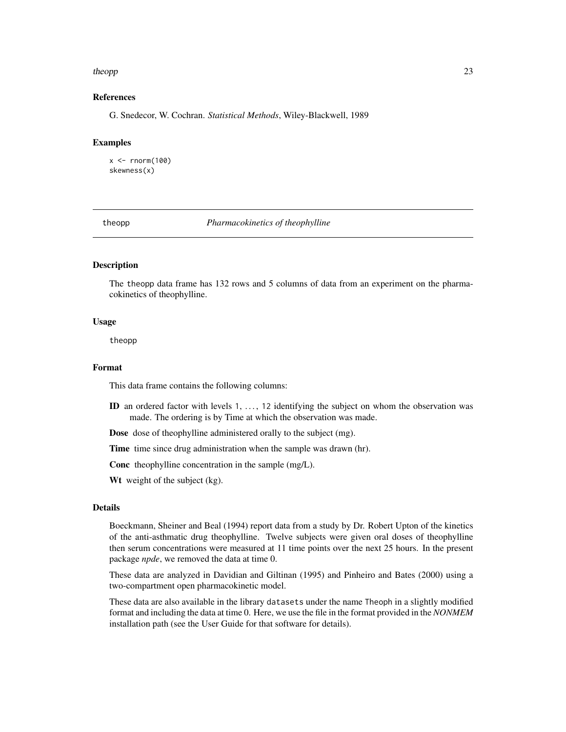### References

G. Snedecor, W. Cochran. *Statistical Methods*, Wiley-Blackwell, 1989

### Examples

```
x <- rnorm(100)
skewness(x)
```

---

## theopp — *Pharmacokinetics of theophylline*

### Description

The theopp data frame has 132 rows and 5 columns of data from an experiment on the pharmacokinetics of theophylline.

### Usage

```
theopp
```

### Format

This data frame contains the following columns:

**ID** an ordered factor with levels 1, ..., 12 identifying the subject on whom the observation was made. The ordering is by Time at which the observation was made.

**Dose** dose of theophylline administered orally to the subject (mg).

**Time** time since drug administration when the sample was drawn (hr).

**Conc** theophylline concentration in the sample (mg/L).

**Wt** weight of the subject (kg).

### Details

Boeckmann, Sheiner and Beal (1994) report data from a study by Dr. Robert Upton of the kinetics of the anti-asthmatic drug theophylline. Twelve subjects were given oral doses of theophylline then serum concentrations were measured at 11 time points over the next 25 hours. In the present package *npde*, we removed the data at time 0.

These data are analyzed in Davidian and Giltinan (1995) and Pinheiro and Bates (2000) using a two-compartment open pharmacokinetic model.

These data are also available in the library datasets under the name Theoph in a slightly modified format and including the data at time 0. Here, we use the file in the format provided in the *NONMEM* installation path (see the User Guide for that software for details).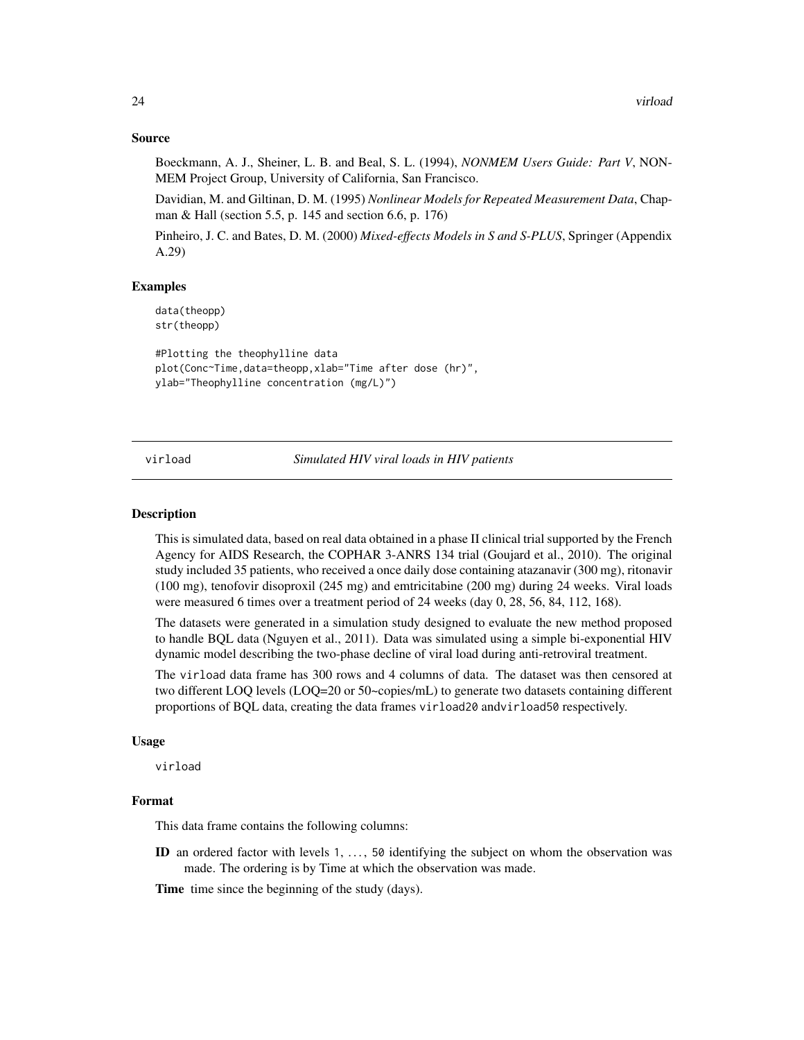### Source

Boeckmann, A. J., Sheiner, L. B. and Beal, S. L. (1994), *NONMEM Users Guide: Part V*, NONMEM Project Group, University of California, San Francisco.

Davidian, M. and Giltinan, D. M. (1995) *Nonlinear Models for Repeated Measurement Data*, Chapman & Hall (section 5.5, p. 145 and section 6.6, p. 176)

Pinheiro, J. C. and Bates, D. M. (2000) *Mixed-effects Models in S and S-PLUS*, Springer (Appendix A.29)

### Examples

```
data(theopp)
str(theopp)

#Plotting the theophylline data
plot(Conc~Time,data=theopp,xlab="Time after dose (hr)",
ylab="Theophylline concentration (mg/L)")
```

---

## virload *Simulated HIV viral loads in HIV patients*

---

### Description

This is simulated data, based on real data obtained in a phase II clinical trial supported by the French Agency for AIDS Research, the COPHAR 3-ANRS 134 trial (Goujard et al., 2010). The original study included 35 patients, who received a once daily dose containing atazanavir (300 mg), ritonavir (100 mg), tenofovir disoproxil (245 mg) and emtricitabine (200 mg) during 24 weeks. Viral loads were measured 6 times over a treatment period of 24 weeks (day 0, 28, 56, 84, 112, 168).

The datasets were generated in a simulation study designed to evaluate the new method proposed to handle BQL data (Nguyen et al., 2011). Data was simulated using a simple bi-exponential HIV dynamic model describing the two-phase decline of viral load during anti-retroviral treatment.

The `virload` data frame has 300 rows and 4 columns of data. The dataset was then censored at two different LOQ levels (LOQ=20 or 50~copies/mL) to generate two datasets containing different proportions of BQL data, creating the data frames `virload20` and`virload50` respectively.

### Usage

```
virload
```

### Format

This data frame contains the following columns:

**ID** an ordered factor with levels `1`, ..., `50` identifying the subject on whom the observation was made. The ordering is by Time at which the observation was made.

**Time** time since the beginning of the study (days).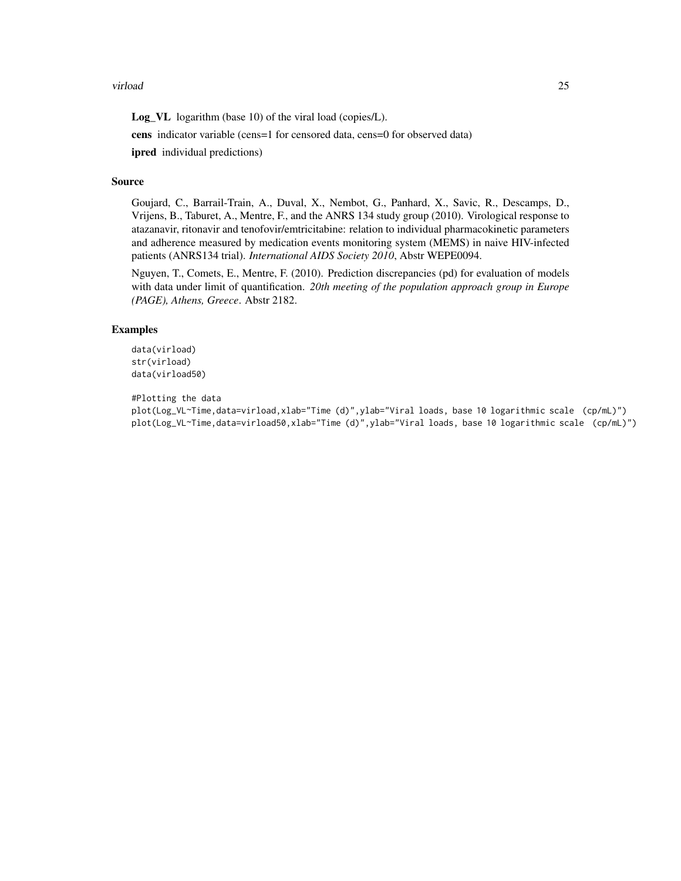**Log_VL** logarithm (base 10) of the viral load (copies/L).

**cens** indicator variable (cens=1 for censored data, cens=0 for observed data)

**ipred** individual predictions)

## Source

Goujard, C., Barrail-Train, A., Duval, X., Nembot, G., Panhard, X., Savic, R., Descamps, D., Vrijens, B., Taburet, A., Mentre, F., and the ANRS 134 study group (2010). Virological response to atazanavir, ritonavir and tenofovir/emtricitabine: relation to individual pharmacokinetic parameters and adherence measured by medication events monitoring system (MEMS) in naive HIV-infected patients (ANRS134 trial). *International AIDS Society 2010*, Abstr WEPE0094.

Nguyen, T., Comets, E., Mentre, F. (2010). Prediction discrepancies (pd) for evaluation of models with data under limit of quantification. *20th meeting of the population approach group in Europe (PAGE), Athens, Greece*. Abstr 2182.

## Examples

```
data(virload)
str(virload)
data(virload50)

#Plotting the data
plot(Log_VL~Time,data=virload,xlab="Time (d)",ylab="Viral loads, base 10 logarithmic scale  (cp/mL)")
plot(Log_VL~Time,data=virload50,xlab="Time (d)",ylab="Viral loads, base 10 logarithmic scale  (cp/mL)")
```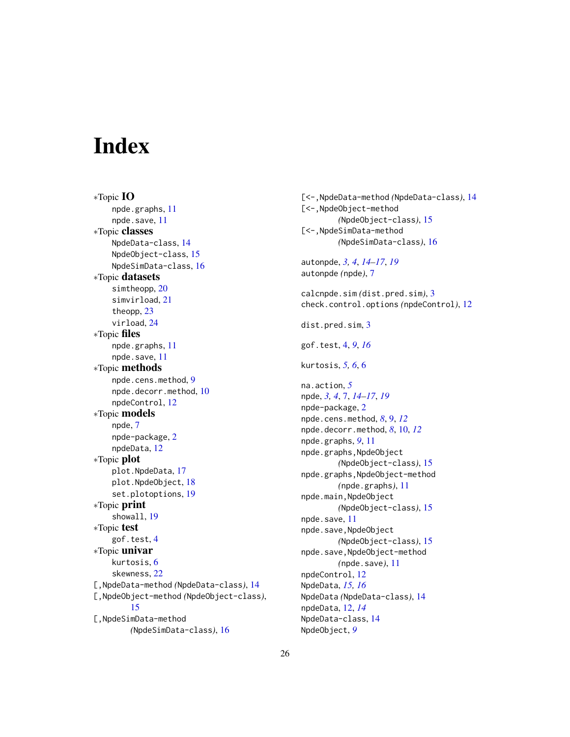# Index

∗Topic **IO**
  npde.graphs, 11
  npde.save, 11
∗Topic **classes**
  NpdeData-class, 14
  NpdeObject-class, 15
  NpdeSimData-class, 16
∗Topic **datasets**
  simtheopp, 20
  simvirload, 21
  theopp, 23
  virload, 24
∗Topic **files**
  npde.graphs, 11
  npde.save, 11
∗Topic **methods**
  npde.cens.method, 9
  npde.decorr.method, 10
  npdeControl, 12
∗Topic **models**
  npde, 7
  npde-package, 2
  npdeData, 12
∗Topic **plot**
  plot.NpdeData, 17
  plot.NpdeObject, 18
  set.plotoptions, 19
∗Topic **print**
  showall, 19
∗Topic **test**
  gof.test, 4
∗Topic **univar**
  kurtosis, 6
  skewness, 22
[,NpdeData-method *(NpdeData-class)*, 14
[,NpdeObject-method *(NpdeObject-class)*, 15
[,NpdeSimData-method *(NpdeSimData-class)*, 16
[<-,NpdeData-method *(NpdeData-class)*, 14
[<-,NpdeObject-method *(NpdeObject-class)*, 15
[<-,NpdeSimData-method *(NpdeSimData-class)*, 16

autonpde, *3, 4*, *14–17*, *19*
autonpde *(npde)*, 7

calcnpde.sim *(dist.pred.sim)*, 3
check.control.options *(npdeControl)*, 12

dist.pred.sim, 3

gof.test, 4, *9*, *16*

kurtosis, *5, 6*, 6

na.action, *5*
npde, *3, 4*, 7, *14–17*, *19*
npde-package, 2
npde.cens.method, *8*, 9, *12*
npde.decorr.method, *8*, 10, *12*
npde.graphs, *9*, 11
npde.graphs,NpdeObject *(NpdeObject-class)*, 15
npde.graphs,NpdeObject-method *(npde.graphs)*, 11
npde.main,NpdeObject *(NpdeObject-class)*, 15
npde.save, 11
npde.save,NpdeObject *(NpdeObject-class)*, 15
npde.save,NpdeObject-method *(npde.save)*, 11
npdeControl, 12
NpdeData, *15, 16*
NpdeData *(NpdeData-class)*, 14
npdeData, 12, *14*
NpdeData-class, 14
NpdeObject, *9*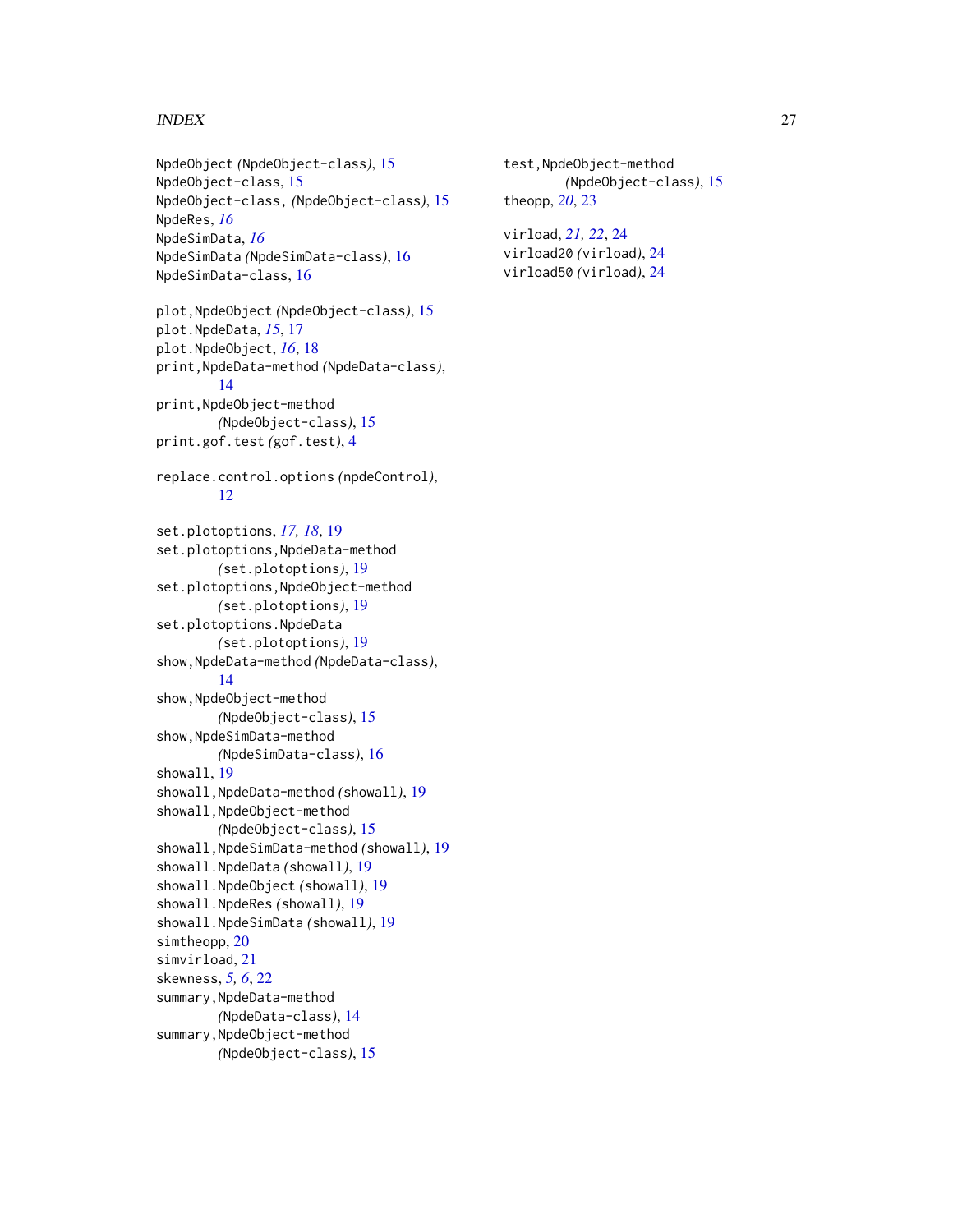NpdeObject (NpdeObject-class), 15
NpdeObject-class, 15
NpdeObject-class, (NpdeObject-class), 15
NpdeRes, *16*
NpdeSimData, *16*
NpdeSimData (NpdeSimData-class), 16
NpdeSimData-class, 16

plot,NpdeObject (NpdeObject-class), 15
plot.NpdeData, *15*, 17
plot.NpdeObject, *16*, 18
print,NpdeData-method (NpdeData-class), 14
print,NpdeObject-method (NpdeObject-class), 15
print.gof.test (gof.test), 4

replace.control.options (npdeControl), 12

set.plotoptions, *17, 18*, 19
set.plotoptions,NpdeData-method (set.plotoptions), 19
set.plotoptions,NpdeObject-method (set.plotoptions), 19
set.plotoptions.NpdeData (set.plotoptions), 19
show,NpdeData-method (NpdeData-class), 14
show,NpdeObject-method (NpdeObject-class), 15
show,NpdeSimData-method (NpdeSimData-class), 16
showall, 19
showall,NpdeData-method (showall), 19
showall,NpdeObject-method (NpdeObject-class), 15
showall,NpdeSimData-method (showall), 19
showall.NpdeData (showall), 19
showall.NpdeObject (showall), 19
showall.NpdeRes (showall), 19
showall.NpdeSimData (showall), 19
simtheopp, 20
simvirload, 21
skewness, *5, 6*, 22
summary,NpdeData-method (NpdeData-class), 14
summary,NpdeObject-method (NpdeObject-class), 15

test,NpdeObject-method (NpdeObject-class), 15
theopp, *20*, 23

virload, *21, 22*, 24
virload20 (virload), 24
virload50 (virload), 24